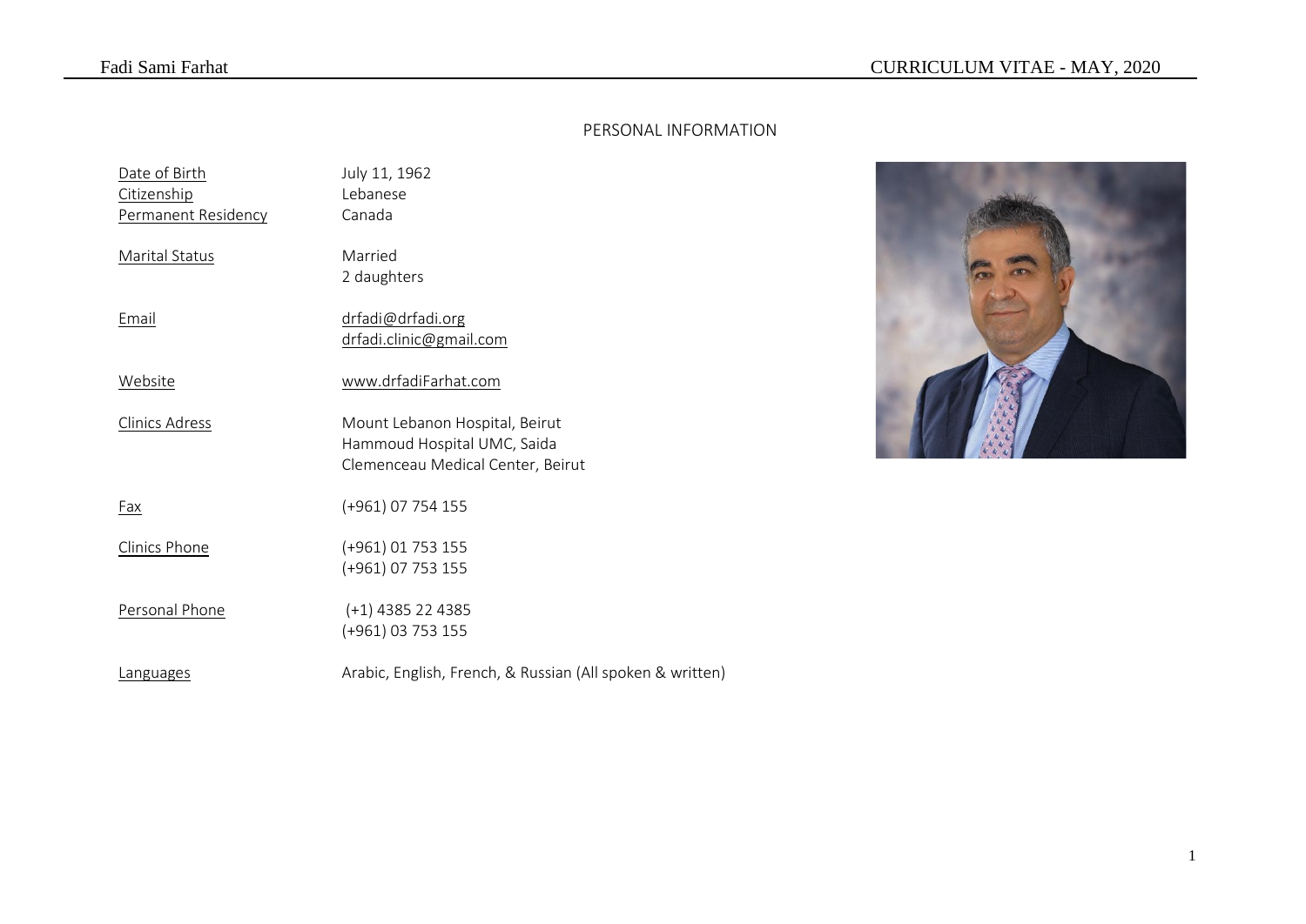## PERSONAL INFORMATION

| | |
|---|---|
| Date of Birth | July 11, 1962 |
| Citizenship | Lebanese |
| Permanent Residency | Canada |
| Marital Status | Married<br>2 daughters |
| Email | drfadi@drfadi.org<br>drfadi.clinic@gmail.com |
| Website | www.drfadiFarhat.com |
| Clinics Adress | Mount Lebanon Hospital, Beirut<br>Hammoud Hospital UMC, Saida<br>Clemenceau Medical Center, Beirut |
| Fax | (+961) 07 754 155 |
| Clinics Phone | (+961) 01 753 155<br>(+961) 07 753 155 |
| Personal Phone | (+1) 4385 22 4385<br>(+961) 03 753 155 |
| Languages | Arabic, English, French, & Russian (All spoken & written) |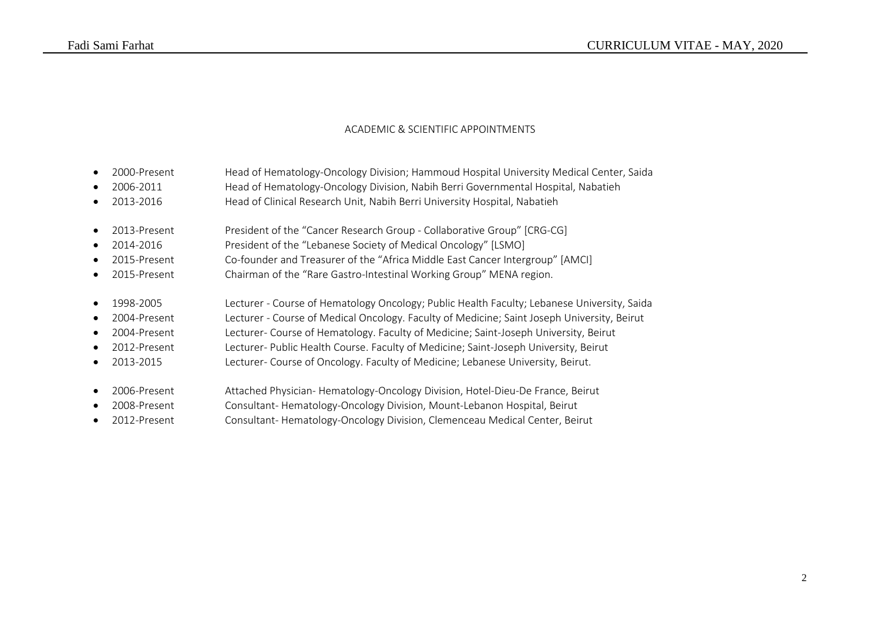## ACADEMIC & SCIENTIFIC APPOINTMENTS

- 2000-Present Head of Hematology-Oncology Division; Hammoud Hospital University Medical Center, Saida
- 2006-2011 Head of Hematology-Oncology Division, Nabih Berri Governmental Hospital, Nabatieh
- 2013-2016 Head of Clinical Research Unit, Nabih Berri University Hospital, Nabatieh

- 2013-Present President of the "Cancer Research Group - Collaborative Group" [CRG-CG]
- 2014-2016 President of the "Lebanese Society of Medical Oncology" [LSMO]
- 2015-Present Co-founder and Treasurer of the "Africa Middle East Cancer Intergroup" [AMCI]
- 2015-Present Chairman of the "Rare Gastro-Intestinal Working Group" MENA region.

- 1998-2005 Lecturer - Course of Hematology Oncology; Public Health Faculty; Lebanese University, Saida
- 2004-Present Lecturer - Course of Medical Oncology. Faculty of Medicine; Saint Joseph University, Beirut
- 2004-Present Lecturer- Course of Hematology. Faculty of Medicine; Saint-Joseph University, Beirut
- 2012-Present Lecturer- Public Health Course. Faculty of Medicine; Saint-Joseph University, Beirut
- 2013-2015 Lecturer- Course of Oncology. Faculty of Medicine; Lebanese University, Beirut.

- 2006-Present Attached Physician- Hematology-Oncology Division, Hotel-Dieu-De France, Beirut
- 2008-Present Consultant- Hematology-Oncology Division, Mount-Lebanon Hospital, Beirut
- 2012-Present Consultant- Hematology-Oncology Division, Clemenceau Medical Center, Beirut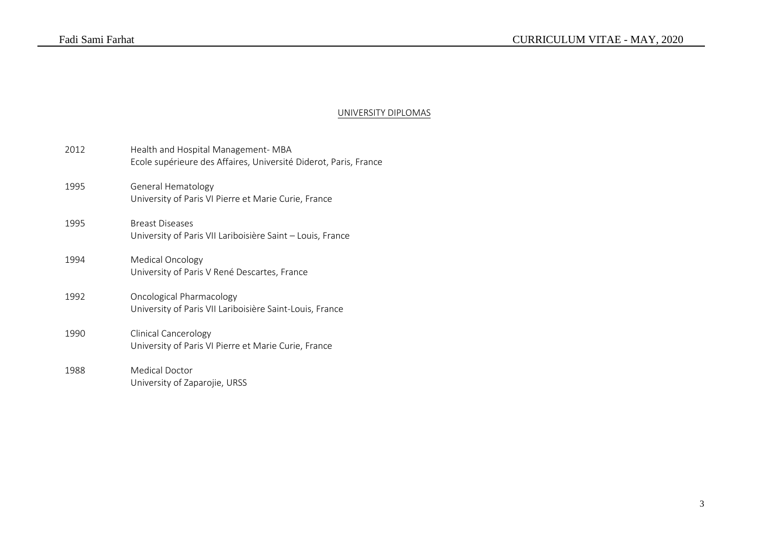## UNIVERSITY DIPLOMAS

| | |
|---|---|
| 2012 | Health and Hospital Management- MBA<br>Ecole supérieure des Affaires, Université Diderot, Paris, France |
| 1995 | General Hematology<br>University of Paris VI Pierre et Marie Curie, France |
| 1995 | Breast Diseases<br>University of Paris VII Lariboisière Saint – Louis, France |
| 1994 | Medical Oncology<br>University of Paris V René Descartes, France |
| 1992 | Oncological Pharmacology<br>University of Paris VII Lariboisière Saint-Louis, France |
| 1990 | Clinical Cancerology<br>University of Paris VI Pierre et Marie Curie, France |
| 1988 | Medical Doctor<br>University of Zaparojie, URSS |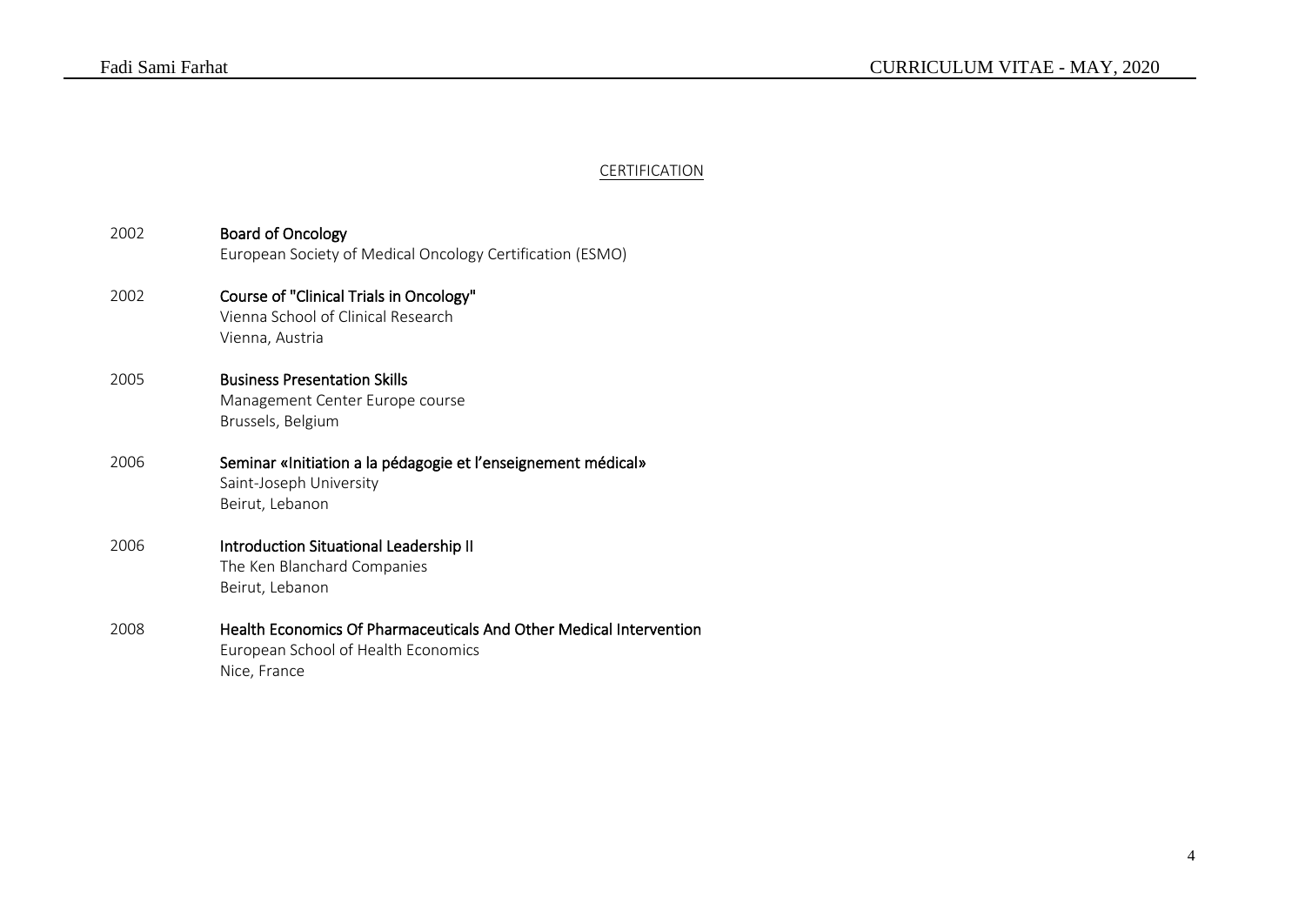## CERTIFICATION

2002 **Board of Oncology**
European Society of Medical Oncology Certification (ESMO)

2002 **Course of "Clinical Trials in Oncology"**
Vienna School of Clinical Research
Vienna, Austria

2005 **Business Presentation Skills**
Management Center Europe course
Brussels, Belgium

2006 **Seminar «Initiation a la pédagogie et l'enseignement médical»**
Saint-Joseph University
Beirut, Lebanon

2006 **Introduction Situational Leadership II**
The Ken Blanchard Companies
Beirut, Lebanon

2008 **Health Economics Of Pharmaceuticals And Other Medical Intervention**
European School of Health Economics
Nice, France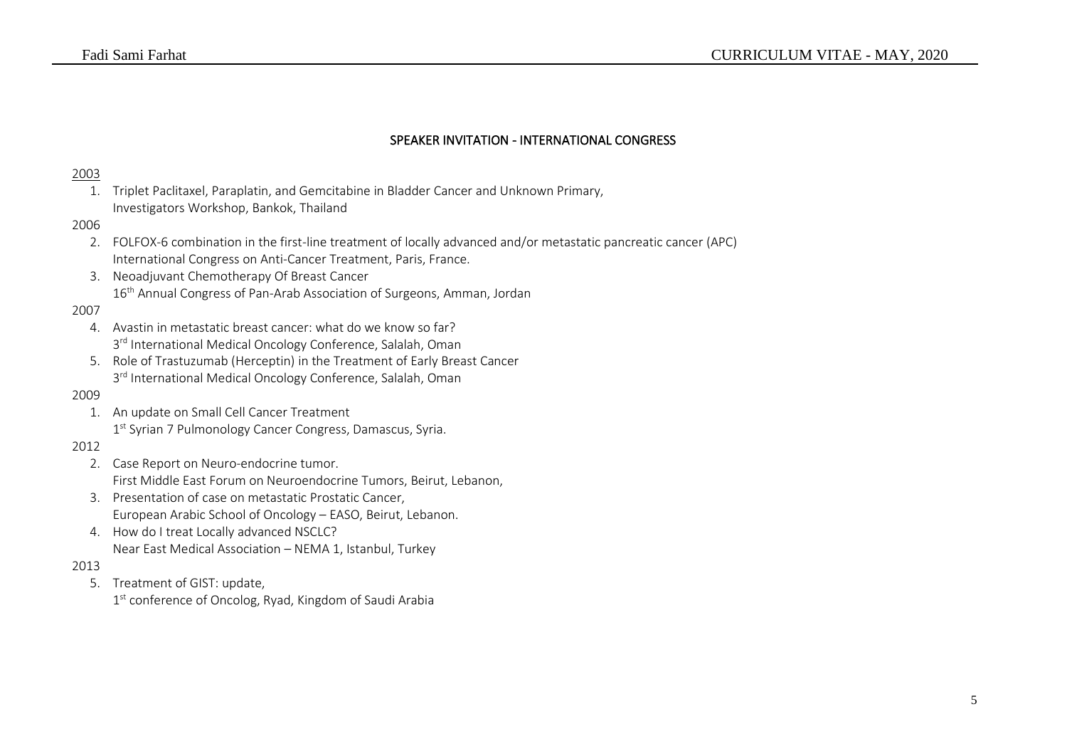## SPEAKER INVITATION - INTERNATIONAL CONGRESS

2003

1. Triplet Paclitaxel, Paraplatin, and Gemcitabine in Bladder Cancer and Unknown Primary,
   Investigators Workshop, Bankok, Thailand

2006

2. FOLFOX-6 combination in the first-line treatment of locally advanced and/or metastatic pancreatic cancer (APC)
   International Congress on Anti-Cancer Treatment, Paris, France.
3. Neoadjuvant Chemotherapy Of Breast Cancer
   16th Annual Congress of Pan-Arab Association of Surgeons, Amman, Jordan

2007

4. Avastin in metastatic breast cancer: what do we know so far?
   3rd International Medical Oncology Conference, Salalah, Oman
5. Role of Trastuzumab (Herceptin) in the Treatment of Early Breast Cancer
   3rd International Medical Oncology Conference, Salalah, Oman

2009

1. An update on Small Cell Cancer Treatment
   1st Syrian 7 Pulmonology Cancer Congress, Damascus, Syria.

2012

2. Case Report on Neuro-endocrine tumor.
   First Middle East Forum on Neuroendocrine Tumors, Beirut, Lebanon,
3. Presentation of case on metastatic Prostatic Cancer,
   European Arabic School of Oncology – EASO, Beirut, Lebanon.
4. How do I treat Locally advanced NSCLC?
   Near East Medical Association – NEMA 1, Istanbul, Turkey

2013

5. Treatment of GIST: update,
   1st conference of Oncolog, Ryad, Kingdom of Saudi Arabia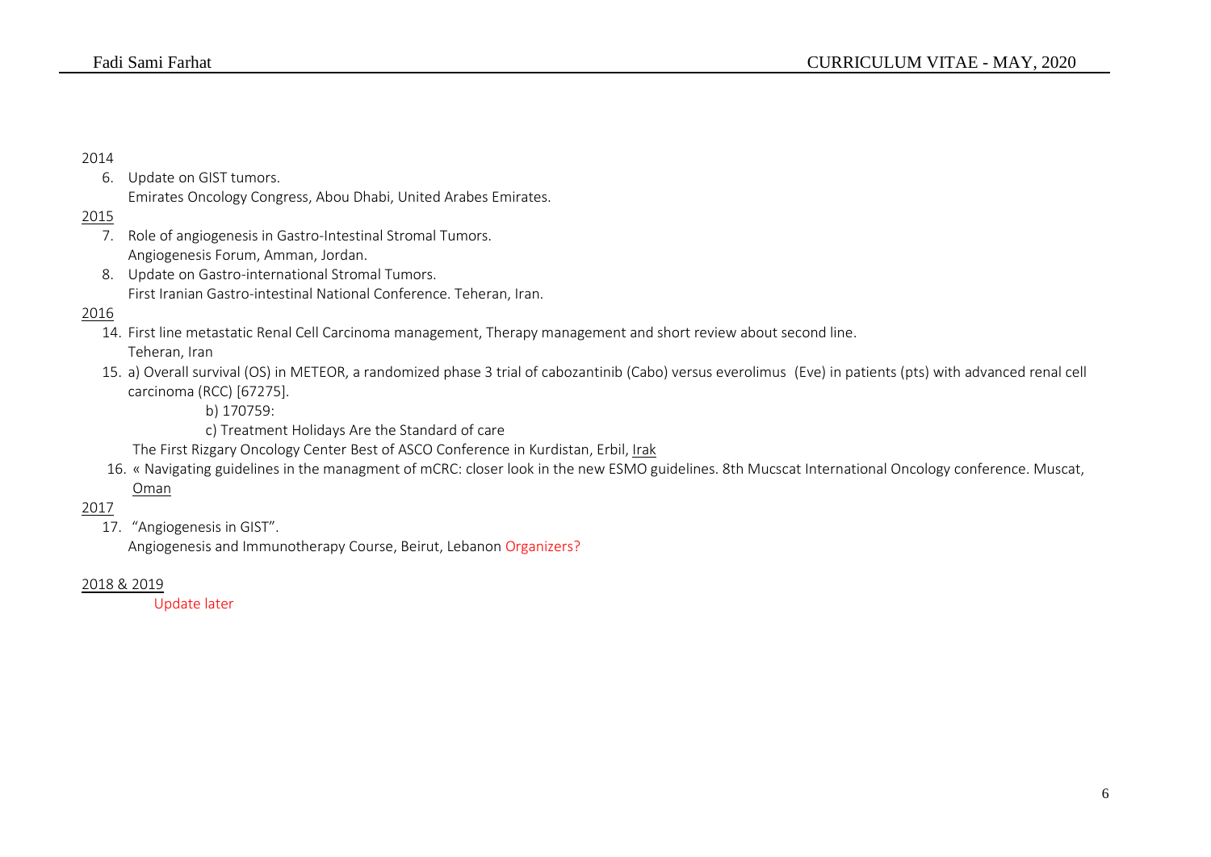2014

6. Update on GIST tumors.
   Emirates Oncology Congress, Abou Dhabi, United Arabes Emirates.

<u>2015</u>

7. Role of angiogenesis in Gastro-Intestinal Stromal Tumors.
   Angiogenesis Forum, Amman, Jordan.
8. Update on Gastro-international Stromal Tumors.
   First Iranian Gastro-intestinal National Conference. Teheran, Iran.

<u>2016</u>

14. First line metastatic Renal Cell Carcinoma management, Therapy management and short review about second line.
    Teheran, Iran
15. a) Overall survival (OS) in METEOR, a randomized phase 3 trial of cabozantinib (Cabo) versus everolimus (Eve) in patients (pts) with advanced renal cell carcinoma (RCC) [67275].
    b) 170759:
    c) Treatment Holidays Are the Standard of care
    The First Rizgary Oncology Center Best of ASCO Conference in Kurdistan, Erbil, <u>Irak</u>
16. « Navigating guidelines in the managment of mCRC: closer look in the new ESMO guidelines. 8th Mucscat International Oncology conference. Muscat, <u>Oman</u>

<u>2017</u>

17. "Angiogenesis in GIST".
    Angiogenesis and Immunotherapy Course, Beirut, Lebanon Organizers?

<u>2018 & 2019</u>

Update later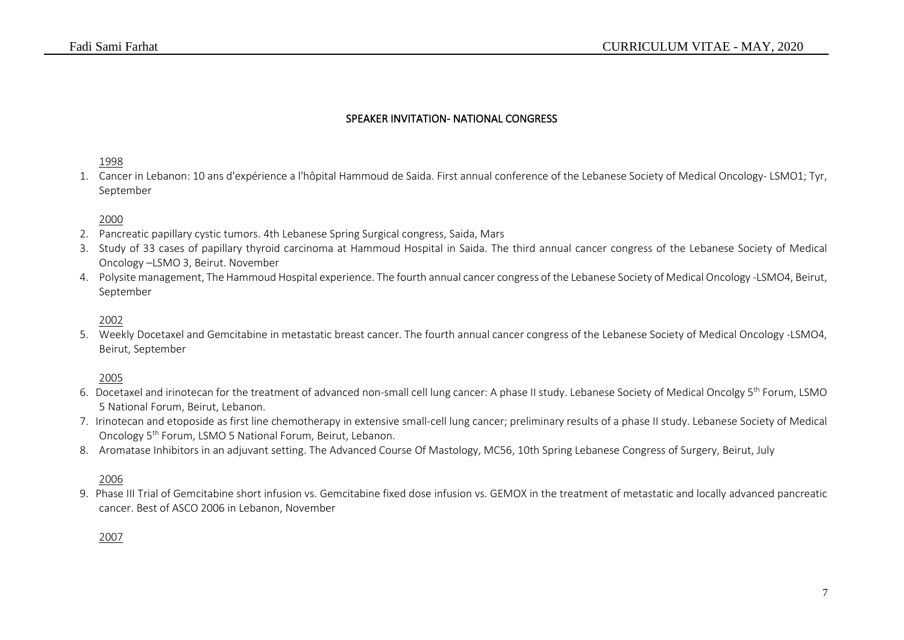## SPEAKER INVITATION- NATIONAL CONGRESS

1998

1. Cancer in Lebanon: 10 ans d'expérience a l'hôpital Hammoud de Saida. First annual conference of the Lebanese Society of Medical Oncology- LSMO1; Tyr, September

2000

2. Pancreatic papillary cystic tumors. 4th Lebanese Spring Surgical congress, Saida, Mars
3. Study of 33 cases of papillary thyroid carcinoma at Hammoud Hospital in Saida. The third annual cancer congress of the Lebanese Society of Medical Oncology –LSMO 3, Beirut. November
4. Polysite management, The Hammoud Hospital experience. The fourth annual cancer congress of the Lebanese Society of Medical Oncology -LSMO4, Beirut, September

2002

5. Weekly Docetaxel and Gemcitabine in metastatic breast cancer. The fourth annual cancer congress of the Lebanese Society of Medical Oncology -LSMO4, Beirut, September

2005

6. Docetaxel and irinotecan for the treatment of advanced non-small cell lung cancer: A phase II study. Lebanese Society of Medical Oncolgy 5th Forum, LSMO 5 National Forum, Beirut, Lebanon.
7. Irinotecan and etoposide as first line chemotherapy in extensive small-cell lung cancer; preliminary results of a phase II study. Lebanese Society of Medical Oncology 5th Forum, LSMO 5 National Forum, Beirut, Lebanon.
8. Aromatase Inhibitors in an adjuvant setting. The Advanced Course Of Mastology, MC56, 10th Spring Lebanese Congress of Surgery, Beirut, July

2006

9. Phase III Trial of Gemcitabine short infusion vs. Gemcitabine fixed dose infusion vs. GEMOX in the treatment of metastatic and locally advanced pancreatic cancer. Best of ASCO 2006 in Lebanon, November

2007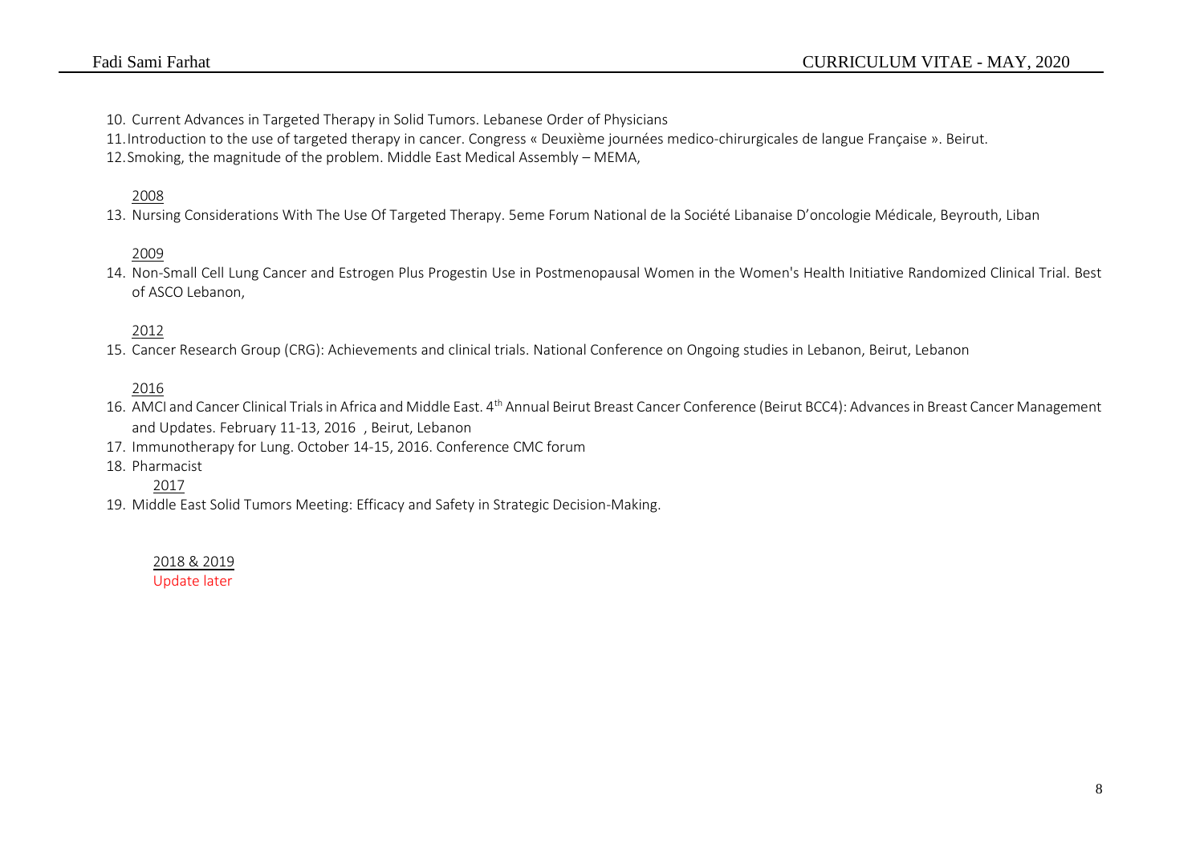10. Current Advances in Targeted Therapy in Solid Tumors. Lebanese Order of Physicians
11. Introduction to the use of targeted therapy in cancer. Congress « Deuxième journées medico-chirurgicales de langue Française ». Beirut.
12. Smoking, the magnitude of the problem. Middle East Medical Assembly – MEMA,

2008

13. Nursing Considerations With The Use Of Targeted Therapy. 5eme Forum National de la Société Libanaise D'oncologie Médicale, Beyrouth, Liban

2009

14. Non-Small Cell Lung Cancer and Estrogen Plus Progestin Use in Postmenopausal Women in the Women's Health Initiative Randomized Clinical Trial. Best of ASCO Lebanon,

2012

15. Cancer Research Group (CRG): Achievements and clinical trials. National Conference on Ongoing studies in Lebanon, Beirut, Lebanon

2016

16. AMCI and Cancer Clinical Trials in Africa and Middle East. 4th Annual Beirut Breast Cancer Conference (Beirut BCC4): Advances in Breast Cancer Management and Updates. February 11-13, 2016 , Beirut, Lebanon
17. Immunotherapy for Lung. October 14-15, 2016. Conference CMC forum
18. Pharmacist

2017

19. Middle East Solid Tumors Meeting: Efficacy and Safety in Strategic Decision-Making.

2018 & 2019

Update later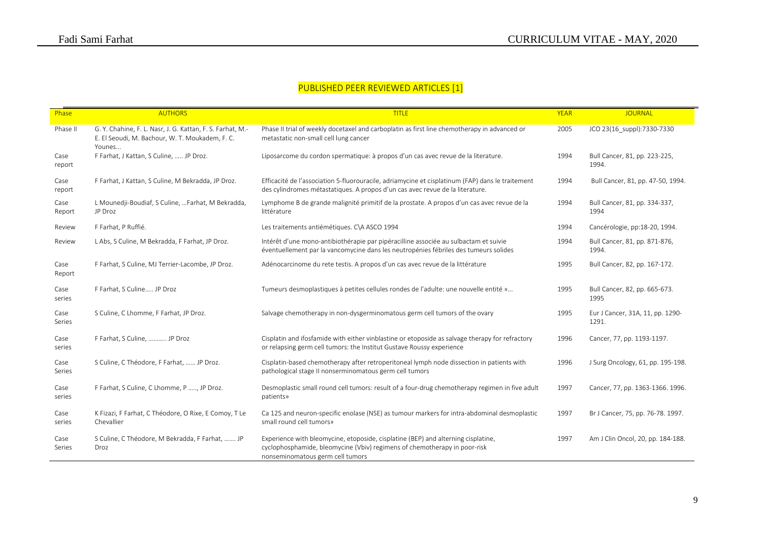## PUBLISHED PEER REVIEWED ARTICLES [1]

| Phase | AUTHORS | TITLE | YEAR | JOURNAL |
|---|---|---|---|---|
| Phase II | G. Y. Chahine, F. L. Nasr, J. G. Kattan, F. S. Farhat, M.-E. El Seoudi, M. Bachour, W. T. Moukadem, F. C. Younes... | Phase II trial of weekly docetaxel and carboplatin as first line chemotherapy in advanced or metastatic non-small cell lung cancer | 2005 | JCO 23(16_suppl):7330-7330 |
| Case report | F Farhat, J Kattan, S Culine, ….. JP Droz. | Liposarcome du cordon spermatique: à propos d'un cas avec revue de la literature. | 1994 | Bull Cancer, 81, pp. 223-225, 1994. |
| Case report | F Farhat, J Kattan, S Culine, M Bekradda, JP Droz. | Efficacité de l'association 5-fluorouracile, adriamycine et cisplatinum (FAP) dans le traitement des cylindromes métastatiques. A propos d'un cas avec revue de la literature. | 1994 | Bull Cancer, 81, pp. 47-50, 1994. |
| Case Report | L Mounedji-Boudiaf, S Culine, …Farhat, M Bekradda, JP Droz | Lymphome B de grande malignité primitif de la prostate. A propos d'un cas avec revue de la littérature | 1994 | Bull Cancer, 81, pp. 334-337, 1994 |
| Review | F Farhat, P Ruffié. | Les traitements antiémétiques. C\A ASCO 1994 | 1994 | Cancérologie, pp:18-20, 1994. |
| Review | L Abs, S Culine, M Bekradda, F Farhat, JP Droz. | Intérêt d'une mono-antibiothérapie par pipéracilline associée au sulbactam et suivie éventuellement par la vancomycine dans les neutropénies fébriles des tumeurs solides | 1994 | Bull Cancer, 81, pp. 871-876, 1994. |
| Case Report | F Farhat, S Culine, MJ Terrier-Lacombe, JP Droz. | Adénocarcinome du rete testis. A propos d'un cas avec revue de la littérature | 1995 | Bull Cancer, 82, pp. 167-172. |
| Case series | F Farhat, S Culine….. JP Droz | Tumeurs desmoplastiques à petites cellules rondes de l'adulte: une nouvelle entité »… | 1995 | Bull Cancer, 82, pp. 665-673. 1995 |
| Case Series | S Culine, C Lhomme, F Farhat, JP Droz. | Salvage chemotherapy in non-dysgerminomatous germ cell tumors of the ovary | 1995 | Eur J Cancer, 31A, 11, pp. 1290-1291. |
| Case series | F Farhat, S Culine, ……….. JP Droz | Cisplatin and ifosfamide with either vinblastine or etoposide as salvage therapy for refractory or relapsing germ cell tumors: the Institut Gustave Roussy experience | 1996 | Cancer, 77, pp. 1193-1197. |
| Case Series | S Culine, C Théodore, F Farhat, …… JP Droz. | Cisplatin-based chemotherapy after retroperitoneal lymph node dissection in patients with pathological stage II nonserminomatous germ cell tumors | 1996 | J Surg Oncology, 61, pp. 195-198. |
| Case series | F Farhat, S Culine, C Lhomme, P ….., JP Droz. | Desmoplastic small round cell tumors: result of a four-drug chemotherapy regimen in five adult patients» | 1997 | Cancer, 77, pp. 1363-1366. 1996. |
| Case series | K Fizazi, F Farhat, C Théodore, O Rixe, E Comoy, T Le Chevallier | Ca 125 and neuron-specific enolase (NSE) as tumour markers for intra-abdominal desmoplastic small round cell tumors» | 1997 | Br J Cancer, 75, pp. 76-78. 1997. |
| Case Series | S Culine, C Théodore, M Bekradda, F Farhat, ……. JP Droz | Experience with bleomycine, etoposide, cisplatine (BEP) and alterning cisplatine, cyclophosphamide, bleomycine (Vbiv) regimens of chemotherapy in poor-risk nonseminomatous germ cell tumors | 1997 | Am J Clin Oncol, 20, pp. 184-188. |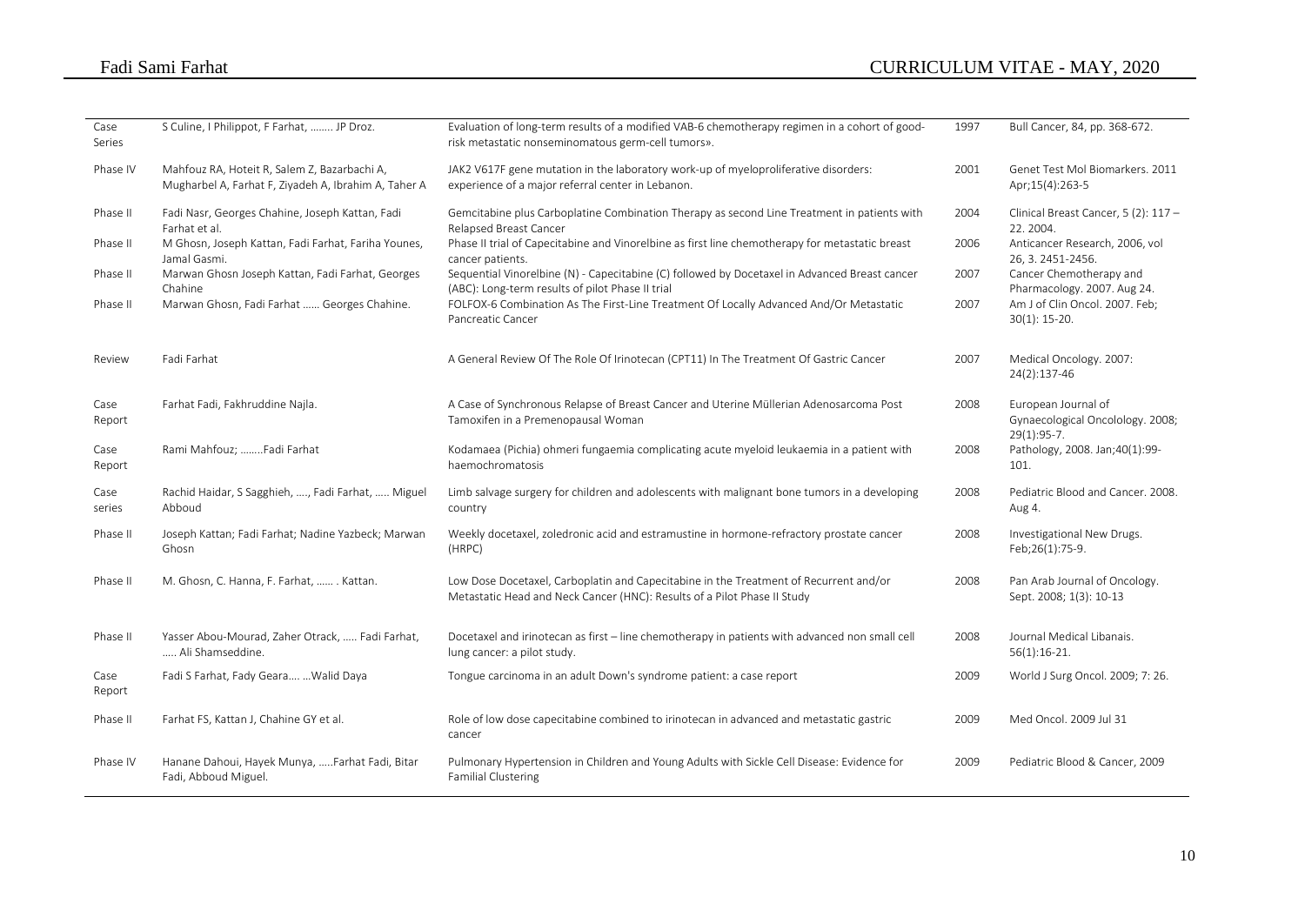| | | | | |
|---|---|---|---|---|
| Case Series | S Culine, I Philippot, F Farhat, …….. JP Droz. | Evaluation of long-term results of a modified VAB-6 chemotherapy regimen in a cohort of good-risk metastatic nonseminomatous germ-cell tumors». | 1997 | Bull Cancer, 84, pp. 368-672. |
| Phase IV | Mahfouz RA, Hoteit R, Salem Z, Bazarbachi A, Mugharbel A, Farhat F, Ziyadeh A, Ibrahim A, Taher A | JAK2 V617F gene mutation in the laboratory work-up of myeloproliferative disorders: experience of a major referral center in Lebanon. | 2001 | Genet Test Mol Biomarkers. 2011 Apr;15(4):263-5 |
| Phase II | Fadi Nasr, Georges Chahine, Joseph Kattan, Fadi Farhat et al. | Gemcitabine plus Carboplatine Combination Therapy as second Line Treatment in patients with Relapsed Breast Cancer | 2004 | Clinical Breast Cancer, 5 (2): 117 – 22. 2004. |
| Phase II | M Ghosn, Joseph Kattan, Fadi Farhat, Fariha Younes, Jamal Gasmi. | Phase II trial of Capecitabine and Vinorelbine as first line chemotherapy for metastatic breast cancer patients. | 2006 | Anticancer Research, 2006, vol 26, 3. 2451-2456. |
| Phase II | Marwan Ghosn Joseph Kattan, Fadi Farhat, Georges Chahine | Sequential Vinorelbine (N) - Capecitabine (C) followed by Docetaxel in Advanced Breast cancer (ABC): Long-term results of pilot Phase II trial | 2007 | Cancer Chemotherapy and Pharmacology. 2007. Aug 24. |
| Phase II | Marwan Ghosn, Fadi Farhat …… Georges Chahine. | FOLFOX-6 Combination As The First-Line Treatment Of Locally Advanced And/Or Metastatic Pancreatic Cancer | 2007 | Am J of Clin Oncol. 2007. Feb; 30(1): 15-20. |
| Review | Fadi Farhat | A General Review Of The Role Of Irinotecan (CPT11) In The Treatment Of Gastric Cancer | 2007 | Medical Oncology. 2007: 24(2):137-46 |
| Case Report | Farhat Fadi, Fakhruddine Najla. | A Case of Synchronous Relapse of Breast Cancer and Uterine Müllerian Adenosarcoma Post Tamoxifen in a Premenopausal Woman | 2008 | European Journal of Gynaecological Oncolology. 2008; 29(1):95-7. |
| Case Report | Rami Mahfouz; ……..Fadi Farhat | Kodamaea (Pichia) ohmeri fungaemia complicating acute myeloid leukaemia in a patient with haemochromatosis | 2008 | Pathology, 2008. Jan;40(1):99-101. |
| Case series | Rachid Haidar, S Sagghieh, …., Fadi Farhat, ….. Miguel Abboud | Limb salvage surgery for children and adolescents with malignant bone tumors in a developing country | 2008 | Pediatric Blood and Cancer. 2008. Aug 4. |
| Phase II | Joseph Kattan; Fadi Farhat; Nadine Yazbeck; Marwan Ghosn | Weekly docetaxel, zoledronic acid and estramustine in hormone-refractory prostate cancer (HRPC) | 2008 | Investigational New Drugs. Feb;26(1):75-9. |
| Phase II | M. Ghosn, C. Hanna, F. Farhat, …… . Kattan. | Low Dose Docetaxel, Carboplatin and Capecitabine in the Treatment of Recurrent and/or Metastatic Head and Neck Cancer (HNC): Results of a Pilot Phase II Study | 2008 | Pan Arab Journal of Oncology. Sept. 2008; 1(3): 10-13 |
| Phase II | Yasser Abou-Mourad, Zaher Otrack, ….. Fadi Farhat, ….. Ali Shamseddine. | Docetaxel and irinotecan as first – line chemotherapy in patients with advanced non small cell lung cancer: a pilot study. | 2008 | Journal Medical Libanais. 56(1):16-21. |
| Case Report | Fadi S Farhat, Fady Geara…. …Walid Daya | Tongue carcinoma in an adult Down's syndrome patient: a case report | 2009 | World J Surg Oncol. 2009; 7: 26. |
| Phase II | Farhat FS, Kattan J, Chahine GY et al. | Role of low dose capecitabine combined to irinotecan in advanced and metastatic gastric cancer | 2009 | Med Oncol. 2009 Jul 31 |
| Phase IV | Hanane Dahoui, Hayek Munya, …..Farhat Fadi, Bitar Fadi, Abboud Miguel. | Pulmonary Hypertension in Children and Young Adults with Sickle Cell Disease: Evidence for Familial Clustering | 2009 | Pediatric Blood & Cancer, 2009 |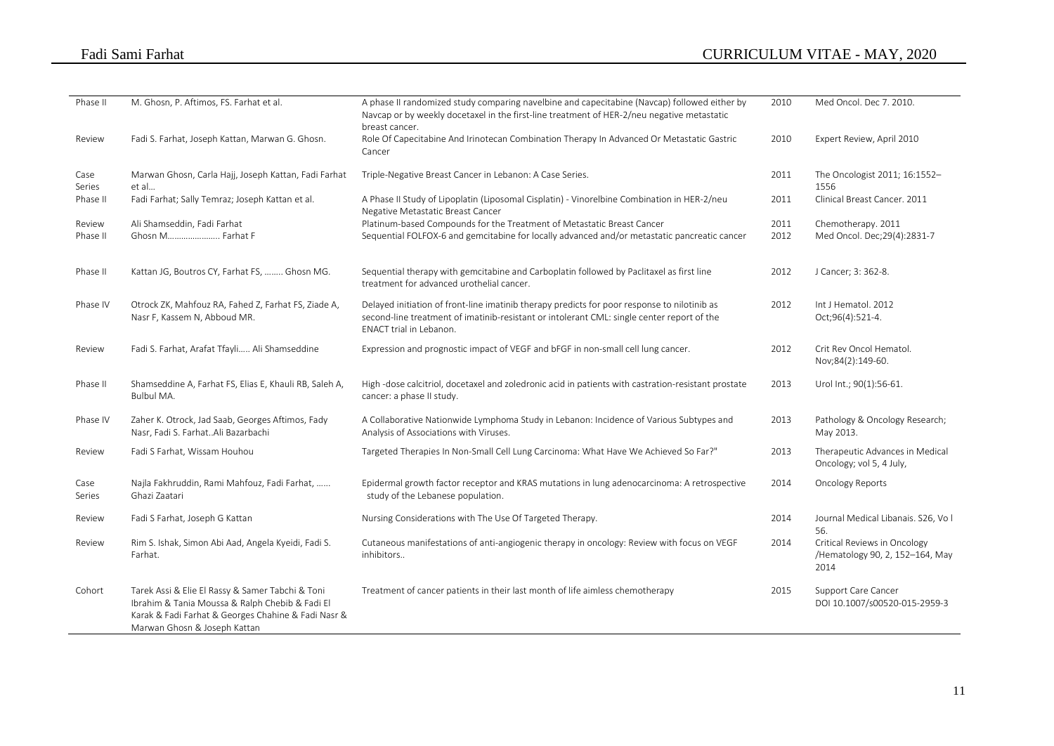| | | | | |
|---|---|---|---|---|
| Phase II | M. Ghosn, P. Aftimos, FS. Farhat et al. | A phase II randomized study comparing navelbine and capecitabine (Navcap) followed either by Navcap or by weekly docetaxel in the first-line treatment of HER-2/neu negative metastatic breast cancer. | 2010 | Med Oncol. Dec 7. 2010. |
| Review | Fadi S. Farhat, Joseph Kattan, Marwan G. Ghosn. | Role Of Capecitabine And Irinotecan Combination Therapy In Advanced Or Metastatic Gastric Cancer | 2010 | Expert Review, April 2010 |
| Case Series | Marwan Ghosn, Carla Hajj, Joseph Kattan, Fadi Farhat et al… | Triple-Negative Breast Cancer in Lebanon: A Case Series. | 2011 | The Oncologist 2011; 16:1552–1556 |
| Phase II | Fadi Farhat; Sally Temraz; Joseph Kattan et al. | A Phase II Study of Lipoplatin (Liposomal Cisplatin) - Vinorelbine Combination in HER-2/neu Negative Metastatic Breast Cancer | 2011 | Clinical Breast Cancer. 2011 |
| Review | Ali Shamseddin, Fadi Farhat | Platinum-based Compounds for the Treatment of Metastatic Breast Cancer | 2011 | Chemotherapy. 2011 |
| Phase II | Ghosn M…………………. Farhat F | Sequential FOLFOX-6 and gemcitabine for locally advanced and/or metastatic pancreatic cancer | 2012 | Med Oncol. Dec;29(4):2831-7 |
| Phase II | Kattan JG, Boutros CY, Farhat FS, …….. Ghosn MG. | Sequential therapy with gemcitabine and Carboplatin followed by Paclitaxel as first line treatment for advanced urothelial cancer. | 2012 | J Cancer; 3: 362-8. |
| Phase IV | Otrock ZK, Mahfouz RA, Fahed Z, Farhat FS, Ziade A, Nasr F, Kassem N, Abboud MR. | Delayed initiation of front-line imatinib therapy predicts for poor response to nilotinib as second-line treatment of imatinib-resistant or intolerant CML: single center report of the ENACT trial in Lebanon. | 2012 | Int J Hematol. 2012 Oct;96(4):521-4. |
| Review | Fadi S. Farhat, Arafat Tfayli….. Ali Shamseddine | Expression and prognostic impact of VEGF and bFGF in non-small cell lung cancer. | 2012 | Crit Rev Oncol Hematol. Nov;84(2):149-60. |
| Phase II | Shamseddine A, Farhat FS, Elias E, Khauli RB, Saleh A, Bulbul MA. | High -dose calcitriol, docetaxel and zoledronic acid in patients with castration-resistant prostate cancer: a phase II study. | 2013 | Urol Int.; 90(1):56-61. |
| Phase IV | Zaher K. Otrock, Jad Saab, Georges Aftimos, Fady Nasr, Fadi S. Farhat..Ali Bazarbachi | A Collaborative Nationwide Lymphoma Study in Lebanon: Incidence of Various Subtypes and Analysis of Associations with Viruses. | 2013 | Pathology & Oncology Research; May 2013. |
| Review | Fadi S Farhat, Wissam Houhou | Targeted Therapies In Non-Small Cell Lung Carcinoma: What Have We Achieved So Far?" | 2013 | Therapeutic Advances in Medical Oncology; vol 5, 4 July, |
| Case Series | Najla Fakhruddin, Rami Mahfouz, Fadi Farhat, …… Ghazi Zaatari | Epidermal growth factor receptor and KRAS mutations in lung adenocarcinoma: A retrospective study of the Lebanese population. | 2014 | Oncology Reports |
| Review | Fadi S Farhat, Joseph G Kattan | Nursing Considerations with The Use Of Targeted Therapy. | 2014 | Journal Medical Libanais. S26, Vo l 56. |
| Review | Rim S. Ishak, Simon Abi Aad, Angela Kyeidi, Fadi S. Farhat. | Cutaneous manifestations of anti-angiogenic therapy in oncology: Review with focus on VEGF inhibitors.. | 2014 | Critical Reviews in Oncology /Hematology 90, 2, 152–164, May 2014 |
| Cohort | Tarek Assi & Elie El Rassy & Samer Tabchi & Toni Ibrahim & Tania Moussa & Ralph Chebib & Fadi El Karak & Fadi Farhat & Georges Chahine & Fadi Nasr & Marwan Ghosn & Joseph Kattan | Treatment of cancer patients in their last month of life aimless chemotherapy | 2015 | Support Care Cancer DOI 10.1007/s00520-015-2959-3 |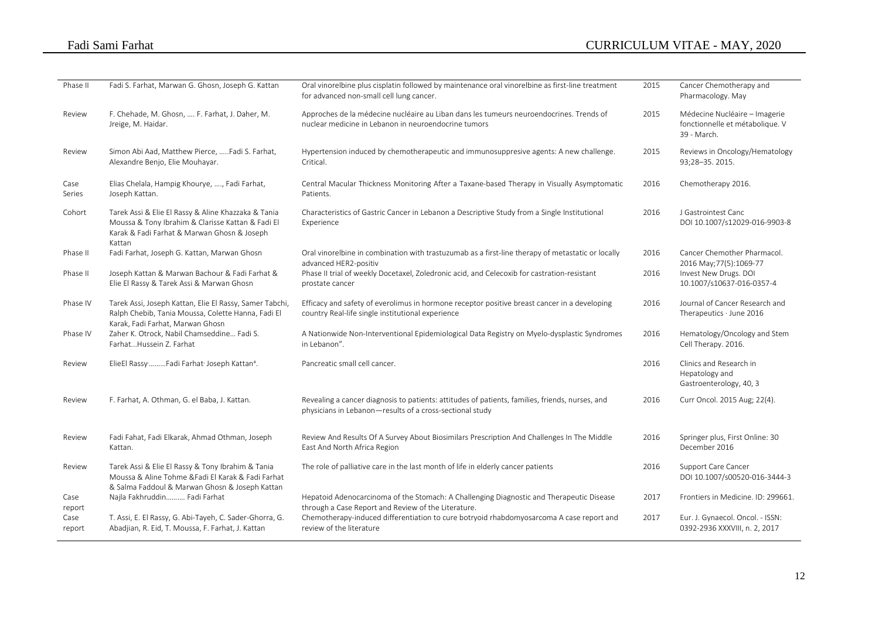| | | | | |
|---|---|---|---|---|
| Phase II | Fadi S. Farhat, Marwan G. Ghosn, Joseph G. Kattan | Oral vinorelbine plus cisplatin followed by maintenance oral vinorelbine as first-line treatment for advanced non-small cell lung cancer. | 2015 | Cancer Chemotherapy and Pharmacology. May |
| Review | F. Chehade, M. Ghosn, …. F. Farhat, J. Daher, M. Jreige, M. Haidar. | Approches de la médecine nucléaire au Liban dans les tumeurs neuroendocrines. Trends of nuclear medicine in Lebanon in neuroendocrine tumors | 2015 | Médecine Nucléaire – Imagerie fonctionnelle et métabolique. V 39 - March. |
| Review | Simon Abi Aad, Matthew Pierce, …..Fadi S. Farhat, Alexandre Benjo, Elie Mouhayar. | Hypertension induced by chemotherapeutic and immunosuppresive agents: A new challenge. Critical. | 2015 | Reviews in Oncology/Hematology 93;28–35. 2015. |
| Case Series | Elias Chelala, Hampig Khourye, …., Fadi Farhat, Joseph Kattan. | Central Macular Thickness Monitoring After a Taxane-based Therapy in Visually Asymptomatic Patients. | 2016 | Chemotherapy 2016. |
| Cohort | Tarek Assi & Elie El Rassy & Aline Khazzaka & Tania Moussa & Tony Ibrahim & Clarisse Kattan & Fadi El Karak & Fadi Farhat & Marwan Ghosn & Joseph Kattan | Characteristics of Gastric Cancer in Lebanon a Descriptive Study from a Single Institutional Experience | 2016 | J Gastrointest Canc DOI 10.1007/s12029-016-9903-8 |
| Phase II | Fadi Farhat, Joseph G. Kattan, Marwan Ghosn | Oral vinorelbine in combination with trastuzumab as a first-line therapy of metastatic or locally advanced HER2-positiv | 2016 | Cancer Chemother Pharmacol. 2016 May;77(5):1069-77 |
| Phase II | Joseph Kattan & Marwan Bachour & Fadi Farhat & Elie El Rassy & Tarek Assi & Marwan Ghosn | Phase II trial of weekly Docetaxel, Zoledronic acid, and Celecoxib for castration-resistant prostate cancer | 2016 | Invest New Drugs. DOI 10.1007/s10637-016-0357-4 |
| Phase IV | Tarek Assi, Joseph Kattan, Elie El Rassy, Samer Tabchi, Ralph Chebib, Tania Moussa, Colette Hanna, Fadi El Karak, Fadi Farhat, Marwan Ghosn | Efficacy and safety of everolimus in hormone receptor positive breast cancer in a developing country Real-life single institutional experience | 2016 | Journal of Cancer Research and Therapeutics · June 2016 |
| Phase IV | Zaher K. Otrock, Nabil Chamseddine… Fadi S. Farhat...Hussein Z. Farhat | A Nationwide Non-Interventional Epidemiological Data Registry on Myelo-dysplastic Syndromes in Lebanon". | 2016 | Hematology/Oncology and Stem Cell Therapy. 2016. |
| Review | ElieEl Rassy………Fadi Farhat Joseph Kattan[a]. | Pancreatic small cell cancer. | 2016 | Clinics and Research in Hepatology and Gastroenterology, 40, 3 |
| Review | F. Farhat, A. Othman, G. el Baba, J. Kattan. | Revealing a cancer diagnosis to patients: attitudes of patients, families, friends, nurses, and physicians in Lebanon—results of a cross-sectional study | 2016 | Curr Oncol. 2015 Aug; 22(4). |
| Review | Fadi Fahat, Fadi Elkarak, Ahmad Othman, Joseph Kattan. | Review And Results Of A Survey About Biosimilars Prescription And Challenges In The Middle East And North Africa Region | 2016 | Springer plus, First Online: 30 December 2016 |
| Review | Tarek Assi & Elie El Rassy & Tony Ibrahim & Tania Moussa & Aline Tohme &Fadi El Karak & Fadi Farhat & Salma Faddoul & Marwan Ghosn & Joseph Kattan | The role of palliative care in the last month of life in elderly cancer patients | 2016 | Support Care Cancer DOI 10.1007/s00520-016-3444-3 |
| Case report | Najla Fakhruddin………. Fadi Farhat | Hepatoid Adenocarcinoma of the Stomach: A Challenging Diagnostic and Therapeutic Disease through a Case Report and Review of the Literature. | 2017 | Frontiers in Medicine. ID: 299661. |
| Case report | T. Assi, E. El Rassy, G. Abi-Tayeh, C. Sader-Ghorra, G. Abadjian, R. Eid, T. Moussa, F. Farhat, J. Kattan | Chemotherapy-induced differentiation to cure botryoid rhabdomyosarcoma A case report and review of the literature | 2017 | Eur. J. Gynaecol. Oncol. - ISSN: 0392-2936 XXXVIII, n. 2, 2017 |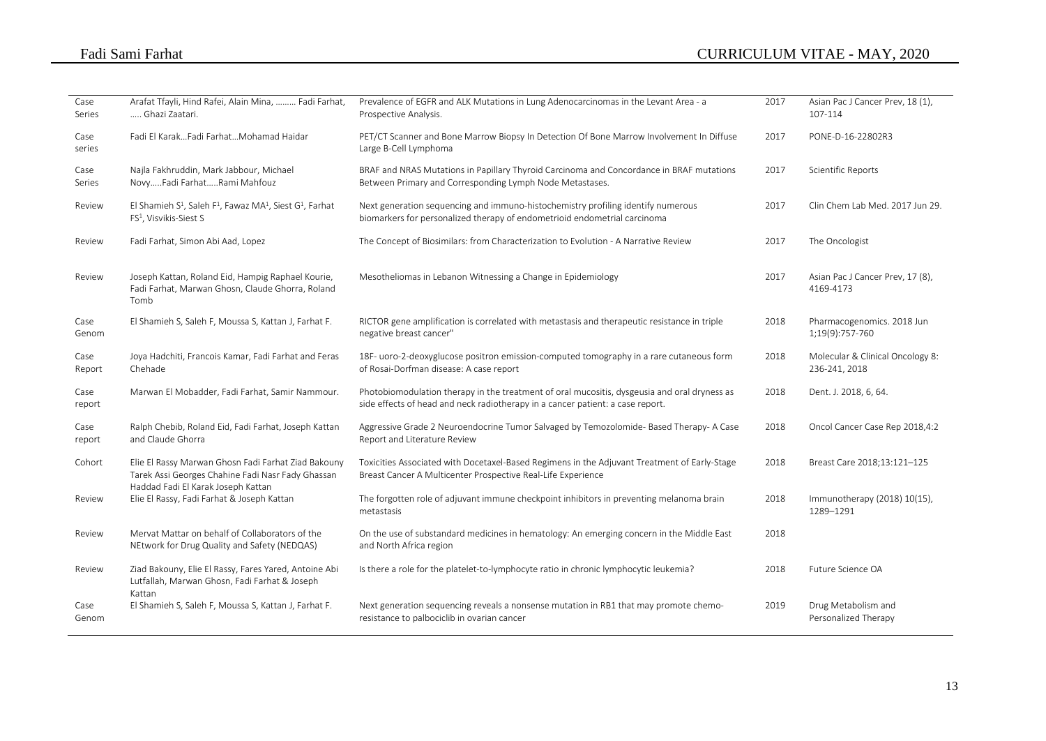| | | | | |
|---|---|---|---|---|
| Case Series | Arafat Tfayli, Hind Rafei, Alain Mina, ……… Fadi Farhat, ….. Ghazi Zaatari. | Prevalence of EGFR and ALK Mutations in Lung Adenocarcinomas in the Levant Area - a Prospective Analysis. | 2017 | Asian Pac J Cancer Prev, 18 (1), 107-114 |
| Case series | Fadi El Karak…Fadi Farhat…Mohamad Haidar | PET/CT Scanner and Bone Marrow Biopsy In Detection Of Bone Marrow Involvement In Diffuse Large B-Cell Lymphoma | 2017 | PONE-D-16-22802R3 |
| Case Series | Najla Fakhruddin, Mark Jabbour, Michael Novy…..Fadi Farhat…..Rami Mahfouz | BRAF and NRAS Mutations in Papillary Thyroid Carcinoma and Concordance in BRAF mutations Between Primary and Corresponding Lymph Node Metastases. | 2017 | Scientific Reports |
| Review | El Shamieh S[1], Saleh F[1], Fawaz MA[1], Siest G[1], Farhat FS[1], Visvikis-Siest S | Next generation sequencing and immuno-histochemistry profiling identify numerous biomarkers for personalized therapy of endometrioid endometrial carcinoma | 2017 | Clin Chem Lab Med. 2017 Jun 29. |
| Review | Fadi Farhat, Simon Abi Aad, Lopez | The Concept of Biosimilars: from Characterization to Evolution - A Narrative Review | 2017 | The Oncologist |
| Review | Joseph Kattan, Roland Eid, Hampig Raphael Kourie, Fadi Farhat, Marwan Ghosn, Claude Ghorra, Roland Tomb | Mesotheliomas in Lebanon Witnessing a Change in Epidemiology | 2017 | Asian Pac J Cancer Prev, 17 (8), 4169-4173 |
| Case Genom | El Shamieh S, Saleh F, Moussa S, Kattan J, Farhat F. | RICTOR gene amplification is correlated with metastasis and therapeutic resistance in triple negative breast cancer" | 2018 | Pharmacogenomics. 2018 Jun 1;19(9):757-760 |
| Case Report | Joya Hadchiti, Francois Kamar, Fadi Farhat and Feras Chehade | 18F- uoro-2-deoxyglucose positron emission-computed tomography in a rare cutaneous form of Rosai-Dorfman disease: A case report | 2018 | Molecular & Clinical Oncology 8: 236-241, 2018 |
| Case report | Marwan El Mobadder, Fadi Farhat, Samir Nammour. | Photobiomodulation therapy in the treatment of oral mucositis, dysgeusia and oral dryness as side effects of head and neck radiotherapy in a cancer patient: a case report. | 2018 | Dent. J. 2018, 6, 64. |
| Case report | Ralph Chebib, Roland Eid, Fadi Farhat, Joseph Kattan and Claude Ghorra | Aggressive Grade 2 Neuroendocrine Tumor Salvaged by Temozolomide- Based Therapy- A Case Report and Literature Review | 2018 | Oncol Cancer Case Rep 2018,4:2 |
| Cohort | Elie El Rassy Marwan Ghosn Fadi Farhat Ziad Bakouny Tarek Assi Georges Chahine Fadi Nasr Fady Ghassan Haddad Fadi El Karak Joseph Kattan | Toxicities Associated with Docetaxel-Based Regimens in the Adjuvant Treatment of Early-Stage Breast Cancer A Multicenter Prospective Real-Life Experience | 2018 | Breast Care 2018;13:121–125 |
| Review | Elie El Rassy, Fadi Farhat & Joseph Kattan | The forgotten role of adjuvant immune checkpoint inhibitors in preventing melanoma brain metastasis | 2018 | Immunotherapy (2018) 10(15), 1289–1291 |
| Review | Mervat Mattar on behalf of Collaborators of the NEtwork for Drug Quality and Safety (NEDQAS) | On the use of substandard medicines in hematology: An emerging concern in the Middle East and North Africa region | 2018 | |
| Review | Ziad Bakouny, Elie El Rassy, Fares Yared, Antoine Abi Lutfallah, Marwan Ghosn, Fadi Farhat & Joseph Kattan | Is there a role for the platelet-to-lymphocyte ratio in chronic lymphocytic leukemia? | 2018 | Future Science OA |
| Case Genom | El Shamieh S, Saleh F, Moussa S, Kattan J, Farhat F. | Next generation sequencing reveals a nonsense mutation in RB1 that may promote chemo-resistance to palbociclib in ovarian cancer | 2019 | Drug Metabolism and Personalized Therapy |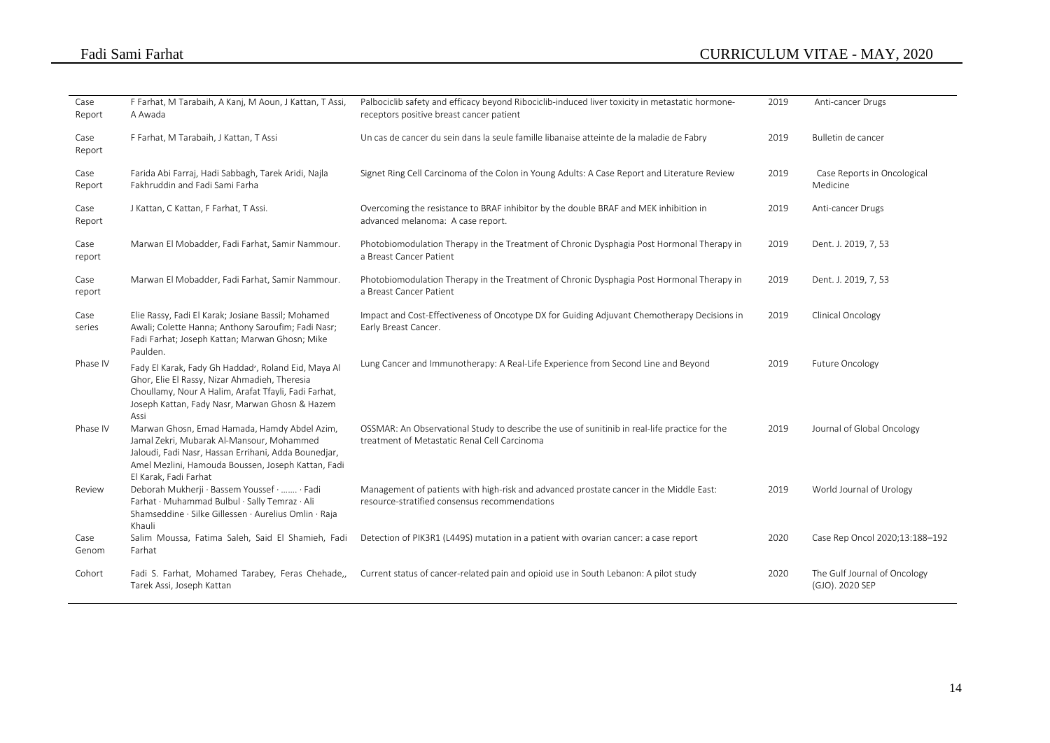| | | | | |
|---|---|---|---|---|
| Case Report | F Farhat, M Tarabaih, A Kanj, M Aoun, J Kattan, T Assi, A Awada | Palbociclib safety and efficacy beyond Ribociclib-induced liver toxicity in metastatic hormone-receptors positive breast cancer patient | 2019 | Anti-cancer Drugs |
| Case Report | F Farhat, M Tarabaih, J Kattan, T Assi | Un cas de cancer du sein dans la seule famille libanaise atteinte de la maladie de Fabry | 2019 | Bulletin de cancer |
| Case Report | Farida Abi Farraj, Hadi Sabbagh, Tarek Aridi, Najla Fakhruddin and Fadi Sami Farha | Signet Ring Cell Carcinoma of the Colon in Young Adults: A Case Report and Literature Review | 2019 | Case Reports in Oncological Medicine |
| Case Report | J Kattan, C Kattan, F Farhat, T Assi. | Overcoming the resistance to BRAF inhibitor by the double BRAF and MEK inhibition in advanced melanoma: A case report. | 2019 | Anti-cancer Drugs |
| Case report | Marwan El Mobadder, Fadi Farhat, Samir Nammour. | Photobiomodulation Therapy in the Treatment of Chronic Dysphagia Post Hormonal Therapy in a Breast Cancer Patient | 2019 | Dent. J. 2019, 7, 53 |
| Case report | Marwan El Mobadder, Fadi Farhat, Samir Nammour. | Photobiomodulation Therapy in the Treatment of Chronic Dysphagia Post Hormonal Therapy in a Breast Cancer Patient | 2019 | Dent. J. 2019, 7, 53 |
| Case series | Elie Rassy; Fadi El Karak; Josiane Bassil; Mohamed Awali; Colette Hanna; Anthony Saroufim; Fadi Nasr; Fadi Farhat; Joseph Kattan; Marwan Ghosn; Mike Paulden. | Impact and Cost-Effectiveness of Oncotype DX for Guiding Adjuvant Chemotherapy Decisions in Early Breast Cancer. | 2019 | Clinical Oncology |
| Phase IV | Fady El Karak, Fady Gh Haddad', Roland Eid, Maya Al Ghor, Elie El Rassy, Nizar Ahmadieh, Theresia Choullamy, Nour A Halim, Arafat Tfayli, Fadi Farhat, Joseph Kattan, Fady Nasr, Marwan Ghosn & Hazem Assi | Lung Cancer and Immunotherapy: A Real-Life Experience from Second Line and Beyond | 2019 | Future Oncology |
| Phase IV | Marwan Ghosn, Emad Hamada, Hamdy Abdel Azim, Jamal Zekri, Mubarak Al-Mansour, Mohammed Jaloudi, Fadi Nasr, Hassan Errihani, Adda Bounedjar, Amel Mezlini, Hamouda Boussen, Joseph Kattan, Fadi El Karak, Fadi Farhat | OSSMAR: An Observational Study to describe the use of sunitinib in real-life practice for the treatment of Metastatic Renal Cell Carcinoma | 2019 | Journal of Global Oncology |
| Review | Deborah Mukherji · Bassem Youssef · ....... · Fadi Farhat · Muhammad Bulbul · Sally Temraz · Ali Shamseddine · Silke Gillessen · Aurelius Omlin · Raja Khauli | Management of patients with high-risk and advanced prostate cancer in the Middle East: resource-stratified consensus recommendations | 2019 | World Journal of Urology |
| Case Genom | Salim Moussa, Fatima Saleh, Said El Shamieh, Fadi Farhat | Detection of PIK3R1 (L449S) mutation in a patient with ovarian cancer: a case report | 2020 | Case Rep Oncol 2020;13:188–192 |
| Cohort | Fadi S. Farhat, Mohamed Tarabey, Feras Chehade,, Tarek Assi, Joseph Kattan | Current status of cancer-related pain and opioid use in South Lebanon: A pilot study | 2020 | The Gulf Journal of Oncology (GJO). 2020 SEP |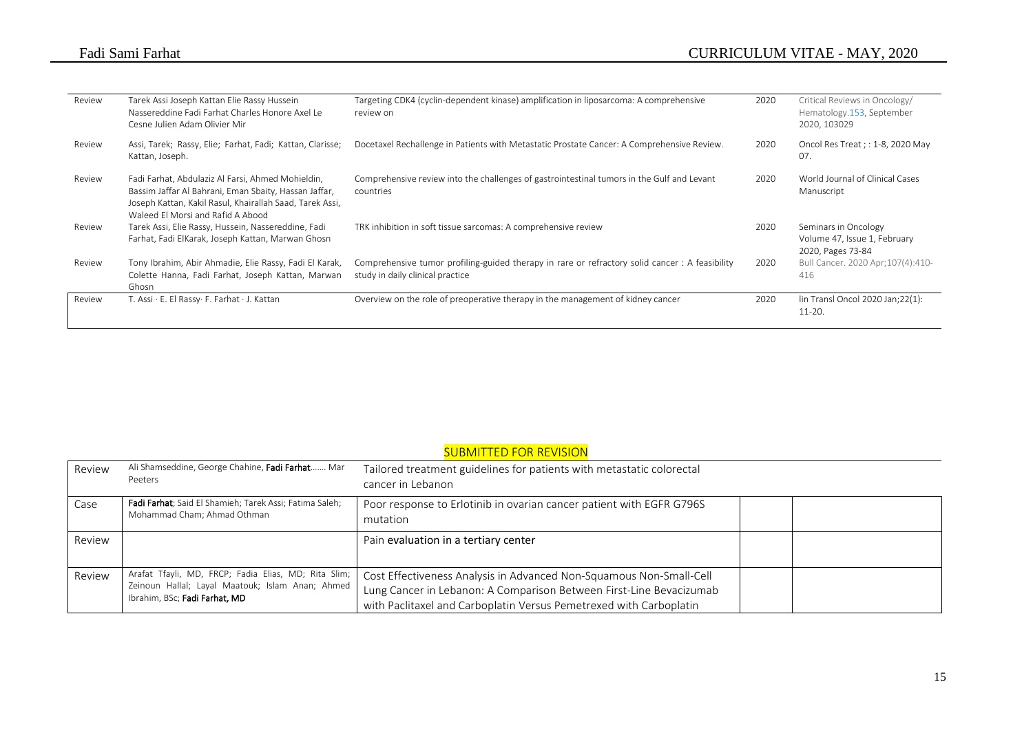| | | | | |
|---|---|---|---|---|
| Review | Tarek Assi Joseph Kattan Elie Rassy Hussein Nassereddine Fadi Farhat Charles Honore Axel Le Cesne Julien Adam Olivier Mir | Targeting CDK4 (cyclin-dependent kinase) amplification in liposarcoma: A comprehensive review on | 2020 | Critical Reviews in Oncology/ Hematology.153, September 2020, 103029 |
| Review | Assi, Tarek; Rassy, Elie; Farhat, Fadi; Kattan, Clarisse; Kattan, Joseph. | Docetaxel Rechallenge in Patients with Metastatic Prostate Cancer: A Comprehensive Review. | 2020 | Oncol Res Treat ; : 1-8, 2020 May 07. |
| Review | Fadi Farhat, Abdulaziz Al Farsi, Ahmed Mohieldin, Bassim Jaffar Al Bahrani, Eman Sbaity, Hassan Jaffar, Joseph Kattan, Kakil Rasul, Khairallah Saad, Tarek Assi, Waleed El Morsi and Rafid A Abood | Comprehensive review into the challenges of gastrointestinal tumors in the Gulf and Levant countries | 2020 | World Journal of Clinical Cases Manuscript |
| Review | Tarek Assi, Elie Rassy, Hussein, Nassereddine, Fadi Farhat, Fadi ElKarak, Joseph Kattan, Marwan Ghosn | TRK inhibition in soft tissue sarcomas: A comprehensive review | 2020 | Seminars in Oncology Volume 47, Issue 1, February 2020, Pages 73-84 |
| Review | Tony Ibrahim, Abir Ahmadie, Elie Rassy, Fadi El Karak, Colette Hanna, Fadi Farhat, Joseph Kattan, Marwan Ghosn | Comprehensive tumor profiling-guided therapy in rare or refractory solid cancer : A feasibility study in daily clinical practice | 2020 | Bull Cancer. 2020 Apr;107(4):410-416 |
| Review | T. Assi · E. El Rassy· F. Farhat · J. Kattan | Overview on the role of preoperative therapy in the management of kidney cancer | 2020 | lin Transl Oncol 2020 Jan;22(1): 11-20. |

## SUBMITTED FOR REVISION

| | | | | |
|---|---|---|---|---|
| Review | Ali Shamseddine, George Chahine, **Fadi Farhat**……. Mar Peeters | Tailored treatment guidelines for patients with metastatic colorectal cancer in Lebanon | | |
| Case | **Fadi Farhat**; Said El Shamieh; Tarek Assi; Fatima Saleh; Mohammad Cham; Ahmad Othman | Poor response to Erlotinib in ovarian cancer patient with EGFR G796S mutation | | |
| Review | | Pain evaluation in a tertiary center | | |
| Review | Arafat Tfayli, MD, FRCP; Fadia Elias, MD; Rita Slim; Zeinoun Hallal; Layal Maatouk; Islam Anan; Ahmed Ibrahim, BSc; **Fadi Farhat, MD** | Cost Effectiveness Analysis in Advanced Non-Squamous Non-Small-Cell Lung Cancer in Lebanon: A Comparison Between First-Line Bevacizumab with Paclitaxel and Carboplatin Versus Pemetrexed with Carboplatin | | |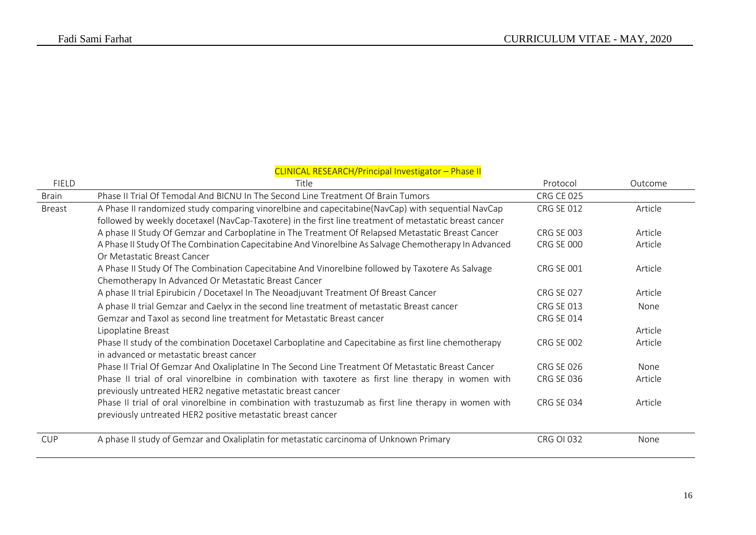## CLINICAL RESEARCH/Principal Investigator – Phase II

| FIELD | Title | Protocol | Outcome |
|---|---|---|---|
| Brain | Phase II Trial Of Temodal And BICNU In The Second Line Treatment Of Brain Tumors | CRG CE 025 | |
| Breast | A Phase II randomized study comparing vinorelbine and capecitabine(NavCap) with sequential NavCap followed by weekly docetaxel (NavCap-Taxotere) in the first line treatment of metastatic breast cancer | CRG SE 012 | Article |
| | A phase II Study Of Gemzar and Carboplatine in The Treatment Of Relapsed Metastatic Breast Cancer | CRG SE 003 | Article |
| | A Phase II Study Of The Combination Capecitabine And Vinorelbine As Salvage Chemotherapy In Advanced Or Metastatic Breast Cancer | CRG SE 000 | Article |
| | A Phase II Study Of The Combination Capecitabine And Vinorelbine followed by Taxotere As Salvage Chemotherapy In Advanced Or Metastatic Breast Cancer | CRG SE 001 | Article |
| | A phase II trial Epirubicin / Docetaxel In The Neoadjuvant Treatment Of Breast Cancer | CRG SE 027 | Article |
| | A phase II trial Gemzar and Caelyx in the second line treatment of metastatic Breast cancer | CRG SE 013 | None |
| | Gemzar and Taxol as second line treatment for Metastatic Breast cancer | CRG SE 014 | |
| | Lipoplatine Breast | | Article |
| | Phase II study of the combination Docetaxel Carboplatine and Capecitabine as first line chemotherapy in advanced or metastatic breast cancer | CRG SE 002 | Article |
| | Phase II Trial Of Gemzar And Oxaliplatine In The Second Line Treatment Of Metastatic Breast Cancer | CRG SE 026 | None |
| | Phase II trial of oral vinorelbine in combination with taxotere as first line therapy in women with previously untreated HER2 negative metastatic breast cancer | CRG SE 036 | Article |
| | Phase II trial of oral vinorelbine in combination with trastuzumab as first line therapy in women with previously untreated HER2 positive metastatic breast cancer | CRG SE 034 | Article |
| CUP | A phase II study of Gemzar and Oxaliplatin for metastatic carcinoma of Unknown Primary | CRG OI 032 | None |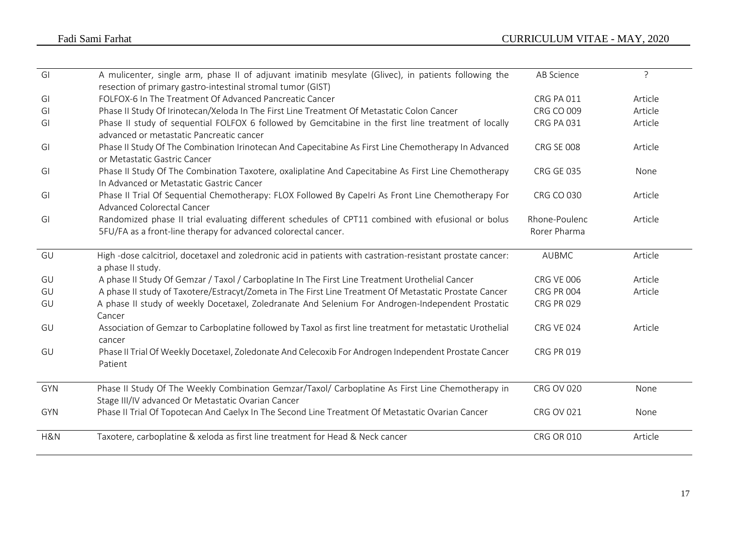| | | | |
|---|---|---|---|
| GI | A mulicenter, single arm, phase II of adjuvant imatinib mesylate (Glivec), in patients following the resection of primary gastro-intestinal stromal tumor (GIST) | AB Science | ? |
| GI | FOLFOX-6 In The Treatment Of Advanced Pancreatic Cancer | CRG PA 011 | Article |
| GI | Phase II Study Of Irinotecan/Xeloda In The First Line Treatment Of Metastatic Colon Cancer | CRG CO 009 | Article |
| GI | Phase II study of sequential FOLFOX 6 followed by Gemcitabine in the first line treatment of locally advanced or metastatic Pancreatic cancer | CRG PA 031 | Article |
| GI | Phase II Study Of The Combination Irinotecan And Capecitabine As First Line Chemotherapy In Advanced or Metastatic Gastric Cancer | CRG SE 008 | Article |
| GI | Phase II Study Of The Combination Taxotere, oxaliplatine And Capecitabine As First Line Chemotherapy In Advanced or Metastatic Gastric Cancer | CRG GE 035 | None |
| GI | Phase II Trial Of Sequential Chemotherapy: FLOX Followed By Capelri As Front Line Chemotherapy For Advanced Colorectal Cancer | CRG CO 030 | Article |
| GI | Randomized phase II trial evaluating different schedules of CPT11 combined with efusional or bolus 5FU/FA as a front-line therapy for advanced colorectal cancer. | Rhone-Poulenc Rorer Pharma | Article |
| GU | High -dose calcitriol, docetaxel and zoledronic acid in patients with castration-resistant prostate cancer: a phase II study. | AUBMC | Article |
| GU | A phase II Study Of Gemzar / Taxol / Carboplatine In The First Line Treatment Urothelial Cancer | CRG VE 006 | Article |
| GU | A phase II study of Taxotere/Estracyt/Zometa in The First Line Treatment Of Metastatic Prostate Cancer | CRG PR 004 | Article |
| GU | A phase II study of weekly Docetaxel, Zoledranate And Selenium For Androgen-Independent Prostatic Cancer | CRG PR 029 | |
| GU | Association of Gemzar to Carboplatine followed by Taxol as first line treatment for metastatic Urothelial cancer | CRG VE 024 | Article |
| GU | Phase II Trial Of Weekly Docetaxel, Zoledonate And Celecoxib For Androgen Independent Prostate Cancer Patient | CRG PR 019 | |
| GYN | Phase II Study Of The Weekly Combination Gemzar/Taxol/ Carboplatine As First Line Chemotherapy in Stage III/IV advanced Or Metastatic Ovarian Cancer | CRG OV 020 | None |
| GYN | Phase II Trial Of Topotecan And Caelyx In The Second Line Treatment Of Metastatic Ovarian Cancer | CRG OV 021 | None |
| H&N | Taxotere, carboplatine & xeloda as first line treatment for Head & Neck cancer | CRG OR 010 | Article |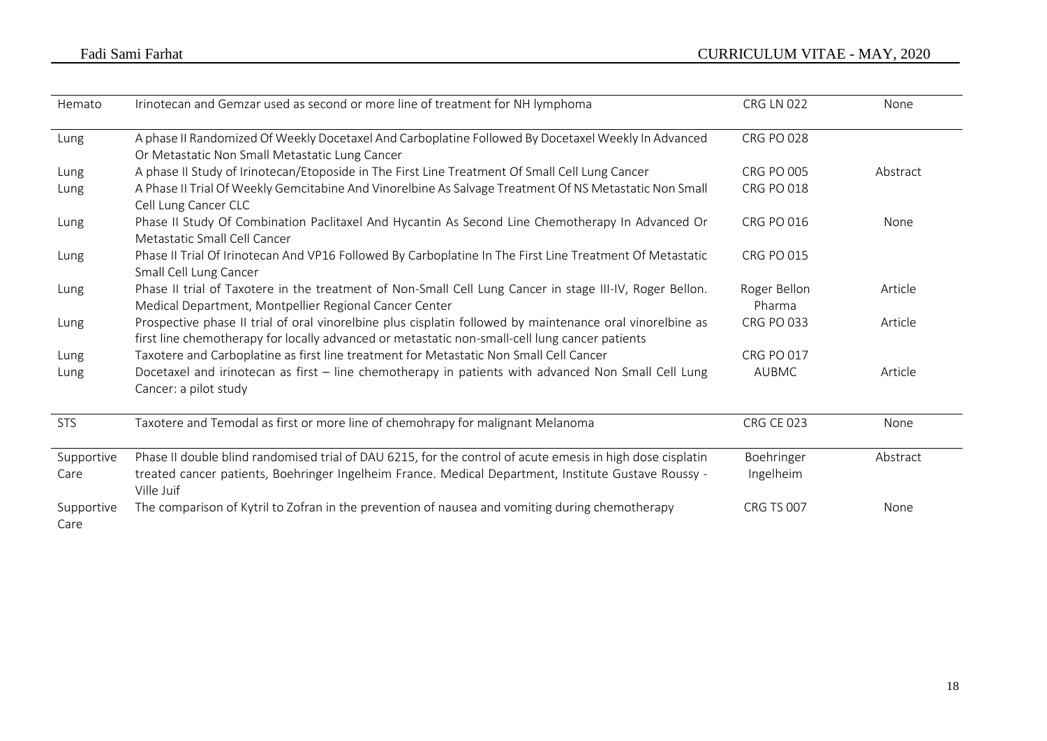| | | | |
|---|---|---|---|
| Hemato | Irinotecan and Gemzar used as second or more line of treatment for NH lymphoma | CRG LN 022 | None |
| Lung | A phase II Randomized Of Weekly Docetaxel And Carboplatine Followed By Docetaxel Weekly In Advanced Or Metastatic Non Small Metastatic Lung Cancer | CRG PO 028 | |
| Lung | A phase II Study of Irinotecan/Etoposide in The First Line Treatment Of Small Cell Lung Cancer | CRG PO 005 | Abstract |
| Lung | A Phase II Trial Of Weekly Gemcitabine And Vinorelbine As Salvage Treatment Of NS Metastatic Non Small Cell Lung Cancer CLC | CRG PO 018 | |
| Lung | Phase II Study Of Combination Paclitaxel And Hycantin As Second Line Chemotherapy In Advanced Or Metastatic Small Cell Cancer | CRG PO 016 | None |
| Lung | Phase II Trial Of Irinotecan And VP16 Followed By Carboplatine In The First Line Treatment Of Metastatic Small Cell Lung Cancer | CRG PO 015 | |
| Lung | Phase II trial of Taxotere in the treatment of Non-Small Cell Lung Cancer in stage III-IV, Roger Bellon. Medical Department, Montpellier Regional Cancer Center | Roger Bellon Pharma | Article |
| Lung | Prospective phase II trial of oral vinorelbine plus cisplatin followed by maintenance oral vinorelbine as first line chemotherapy for locally advanced or metastatic non-small-cell lung cancer patients | CRG PO 033 | Article |
| Lung | Taxotere and Carboplatine as first line treatment for Metastatic Non Small Cell Cancer | CRG PO 017 | |
| Lung | Docetaxel and irinotecan as first – line chemotherapy in patients with advanced Non Small Cell Lung Cancer: a pilot study | AUBMC | Article |
| STS | Taxotere and Temodal as first or more line of chemohrapy for malignant Melanoma | CRG CE 023 | None |
| Supportive Care | Phase II double blind randomised trial of DAU 6215, for the control of acute emesis in high dose cisplatin treated cancer patients, Boehringer Ingelheim France. Medical Department, Institute Gustave Roussy - Ville Juif | Boehringer Ingelheim | Abstract |
| Supportive Care | The comparison of Kytril to Zofran in the prevention of nausea and vomiting during chemotherapy | CRG TS 007 | None |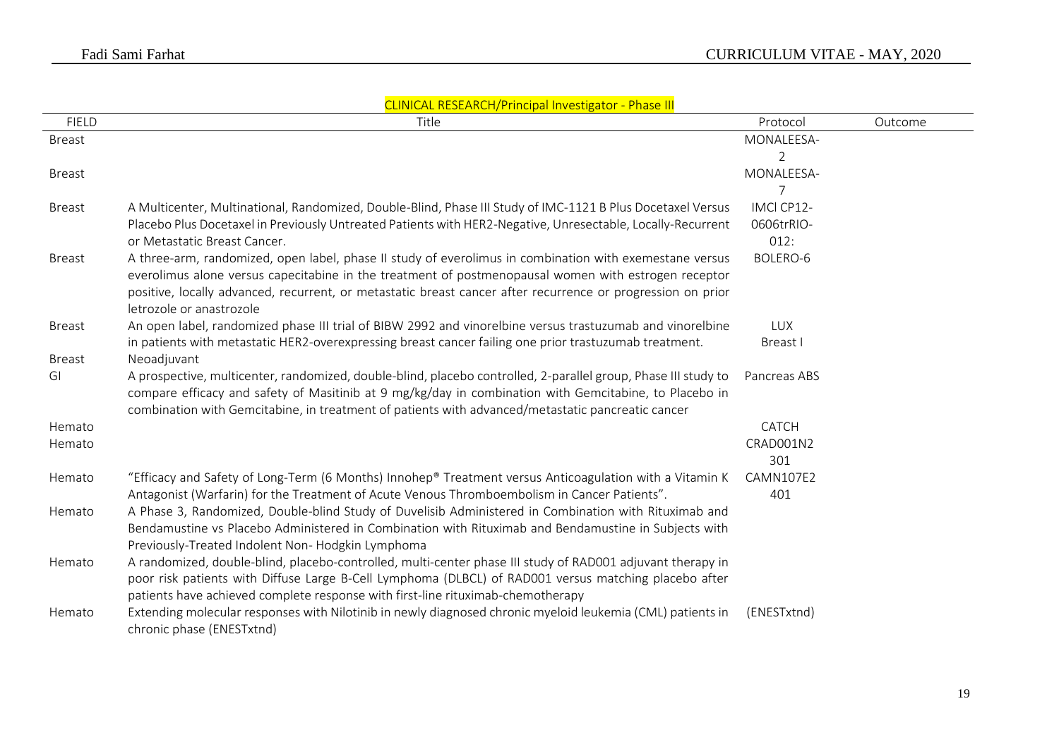## CLINICAL RESEARCH/Principal Investigator - Phase III

| FIELD | Title | Protocol | Outcome |
|---|---|---|---|
| Breast | | MONALEESA-2 | |
| Breast | | MONALEESA-7 | |
| Breast | A Multicenter, Multinational, Randomized, Double-Blind, Phase III Study of IMC-1121 B Plus Docetaxel Versus Placebo Plus Docetaxel in Previously Untreated Patients with HER2-Negative, Unresectable, Locally-Recurrent or Metastatic Breast Cancer. | IMCl CP12-0606trRIO-012: | |
| Breast | A three-arm, randomized, open label, phase II study of everolimus in combination with exemestane versus everolimus alone versus capecitabine in the treatment of postmenopausal women with estrogen receptor positive, locally advanced, recurrent, or metastatic breast cancer after recurrence or progression on prior letrozole or anastrozole | BOLERO-6 | |
| Breast | An open label, randomized phase III trial of BIBW 2992 and vinorelbine versus trastuzumab and vinorelbine in patients with metastatic HER2-overexpressing breast cancer failing one prior trastuzumab treatment. | LUX Breast I | |
| Breast | Neoadjuvant | | |
| GI | A prospective, multicenter, randomized, double-blind, placebo controlled, 2-parallel group, Phase III study to compare efficacy and safety of Masitinib at 9 mg/kg/day in combination with Gemcitabine, to Placebo in combination with Gemcitabine, in treatment of patients with advanced/metastatic pancreatic cancer | Pancreas ABS | |
| Hemato | | CATCH | |
| Hemato | | CRAD001N2 301 | |
| Hemato | "Efficacy and Safety of Long-Term (6 Months) Innohep® Treatment versus Anticoagulation with a Vitamin K Antagonist (Warfarin) for the Treatment of Acute Venous Thromboembolism in Cancer Patients". | CAMN107E2 401 | |
| Hemato | A Phase 3, Randomized, Double-blind Study of Duvelisib Administered in Combination with Rituximab and Bendamustine vs Placebo Administered in Combination with Rituximab and Bendamustine in Subjects with Previously-Treated Indolent Non- Hodgkin Lymphoma | | |
| Hemato | A randomized, double-blind, placebo-controlled, multi-center phase III study of RAD001 adjuvant therapy in poor risk patients with Diffuse Large B-Cell Lymphoma (DLBCL) of RAD001 versus matching placebo after patients have achieved complete response with first-line rituximab-chemotherapy | | |
| Hemato | Extending molecular responses with Nilotinib in newly diagnosed chronic myeloid leukemia (CML) patients in chronic phase (ENESTxtnd) | (ENESTxtnd) | |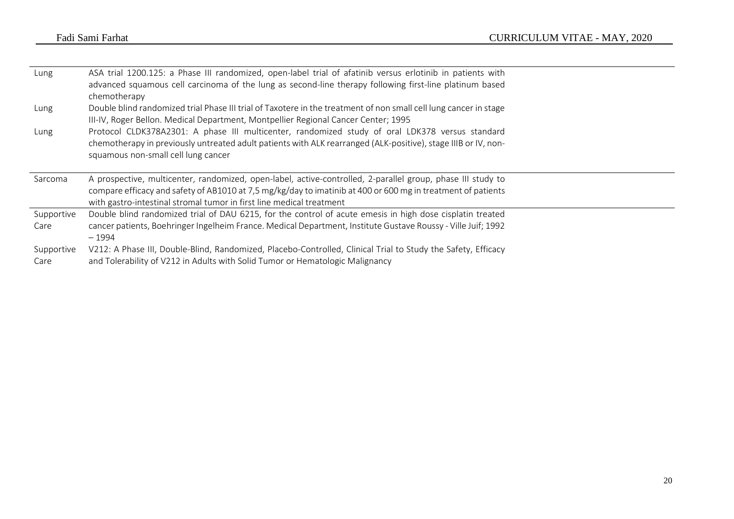| | |
|---|---|
| Lung | ASA trial 1200.125: a Phase III randomized, open-label trial of afatinib versus erlotinib in patients with advanced squamous cell carcinoma of the lung as second-line therapy following first-line platinum based chemotherapy |
| Lung | Double blind randomized trial Phase III trial of Taxotere in the treatment of non small cell lung cancer in stage III-IV, Roger Bellon. Medical Department, Montpellier Regional Cancer Center; 1995 |
| Lung | Protocol CLDK378A2301: A phase III multicenter, randomized study of oral LDK378 versus standard chemotherapy in previously untreated adult patients with ALK rearranged (ALK-positive), stage IIIB or IV, non-squamous non-small cell lung cancer |
| Sarcoma | A prospective, multicenter, randomized, open-label, active-controlled, 2-parallel group, phase III study to compare efficacy and safety of AB1010 at 7,5 mg/kg/day to imatinib at 400 or 600 mg in treatment of patients with gastro-intestinal stromal tumor in first line medical treatment |
| Supportive Care | Double blind randomized trial of DAU 6215, for the control of acute emesis in high dose cisplatin treated cancer patients, Boehringer Ingelheim France. Medical Department, Institute Gustave Roussy - Ville Juif; 1992 – 1994 |
| Supportive Care | V212: A Phase III, Double-Blind, Randomized, Placebo-Controlled, Clinical Trial to Study the Safety, Efficacy and Tolerability of V212 in Adults with Solid Tumor or Hematologic Malignancy |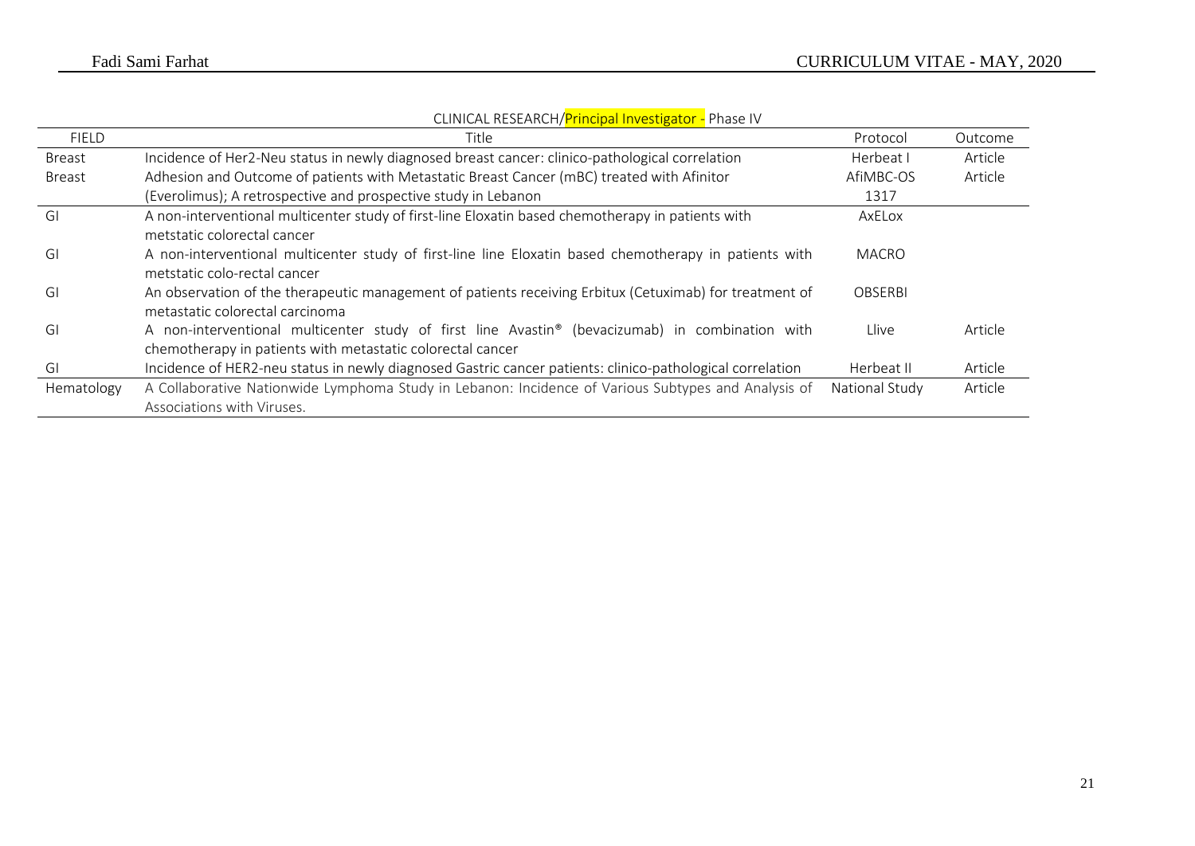CLINICAL RESEARCH/Principal Investigator - Phase IV

| FIELD | Title | Protocol | Outcome |
|---|---|---|---|
| Breast | Incidence of Her2-Neu status in newly diagnosed breast cancer: clinico-pathological correlation | Herbeat I | Article |
| Breast | Adhesion and Outcome of patients with Metastatic Breast Cancer (mBC) treated with Afinitor (Everolimus); A retrospective and prospective study in Lebanon | AfiMBC-OS 1317 | Article |
| GI | A non-interventional multicenter study of first-line Eloxatin based chemotherapy in patients with metstatic colorectal cancer | AxELox | |
| GI | A non-interventional multicenter study of first-line line Eloxatin based chemotherapy in patients with metstatic colo-rectal cancer | MACRO | |
| GI | An observation of the therapeutic management of patients receiving Erbitux (Cetuximab) for treatment of metastatic colorectal carcinoma | OBSERBI | |
| GI | A non-interventional multicenter study of first line Avastin® (bevacizumab) in combination with chemotherapy in patients with metastatic colorectal cancer | Llive | Article |
| GI | Incidence of HER2-neu status in newly diagnosed Gastric cancer patients: clinico-pathological correlation | Herbeat II | Article |
| Hematology | A Collaborative Nationwide Lymphoma Study in Lebanon: Incidence of Various Subtypes and Analysis of Associations with Viruses. | National Study | Article |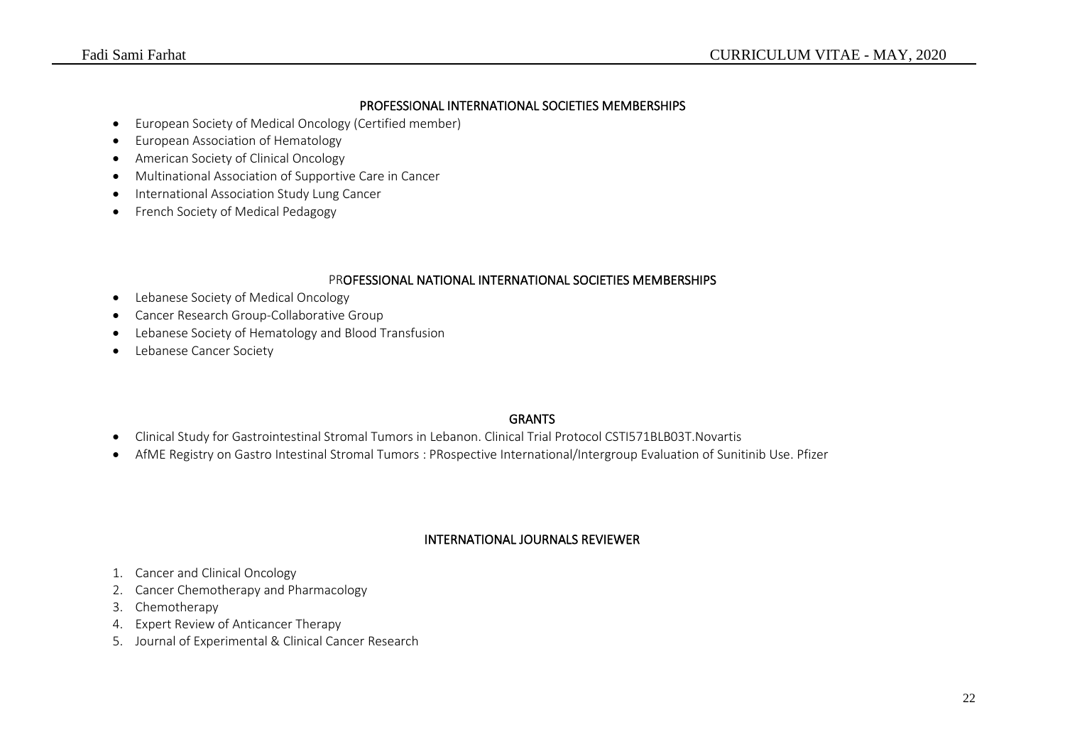## PROFESSIONAL INTERNATIONAL SOCIETIES MEMBERSHIPS

- European Society of Medical Oncology (Certified member)
- European Association of Hematology
- American Society of Clinical Oncology
- Multinational Association of Supportive Care in Cancer
- International Association Study Lung Cancer
- French Society of Medical Pedagogy

## PROFESSIONAL NATIONAL INTERNATIONAL SOCIETIES MEMBERSHIPS

- Lebanese Society of Medical Oncology
- Cancer Research Group-Collaborative Group
- Lebanese Society of Hematology and Blood Transfusion
- Lebanese Cancer Society

## GRANTS

- Clinical Study for Gastrointestinal Stromal Tumors in Lebanon. Clinical Trial Protocol CSTI571BLB03T.Novartis
- AfME Registry on Gastro Intestinal Stromal Tumors : PRospective International/Intergroup Evaluation of Sunitinib Use. Pfizer

## INTERNATIONAL JOURNALS REVIEWER

1. Cancer and Clinical Oncology
2. Cancer Chemotherapy and Pharmacology
3. Chemotherapy
4. Expert Review of Anticancer Therapy
5. Journal of Experimental & Clinical Cancer Research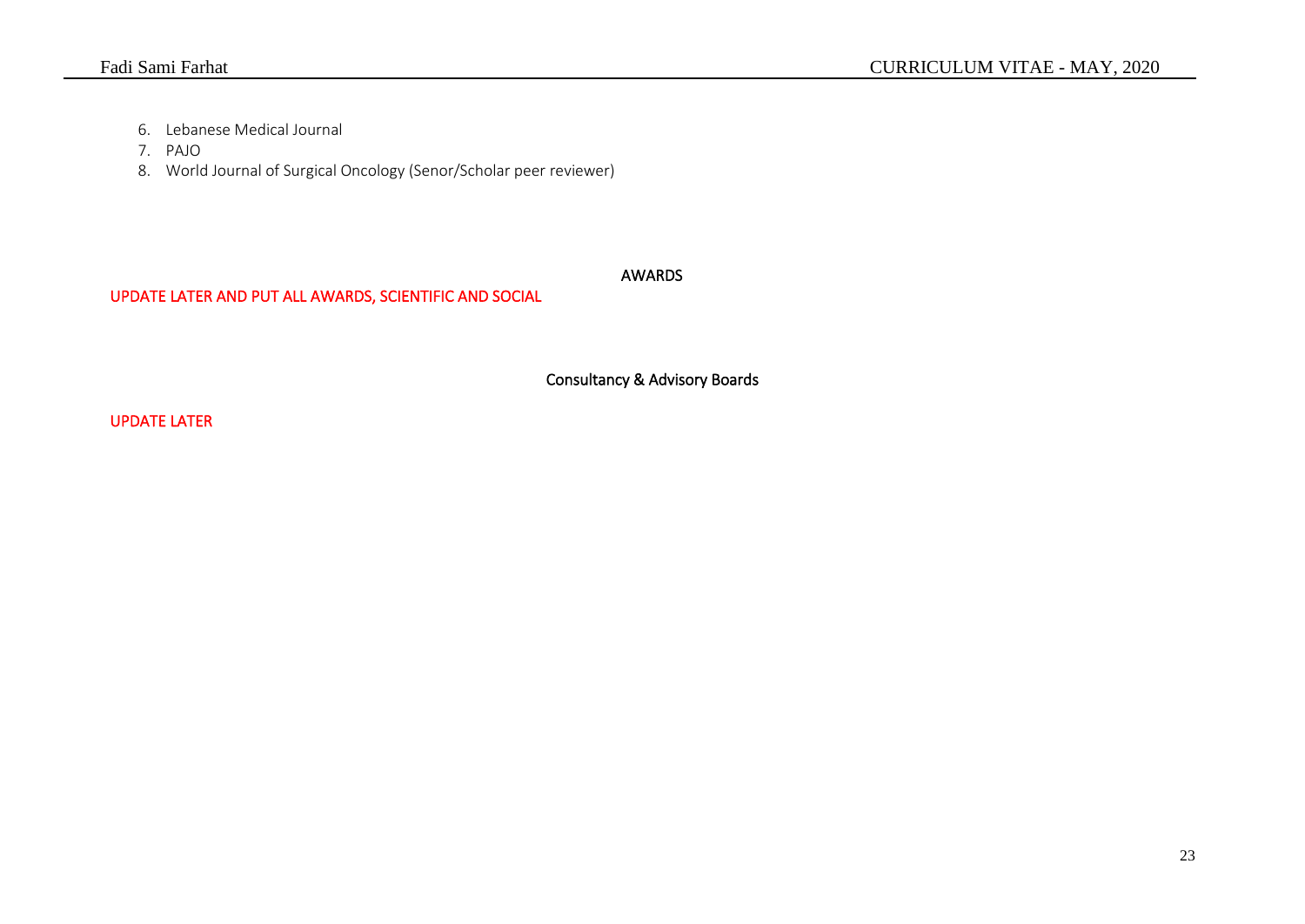6. Lebanese Medical Journal
7. PAJO
8. World Journal of Surgical Oncology (Senor/Scholar peer reviewer)

## AWARDS

UPDATE LATER AND PUT ALL AWARDS, SCIENTIFIC AND SOCIAL

## Consultancy & Advisory Boards

UPDATE LATER